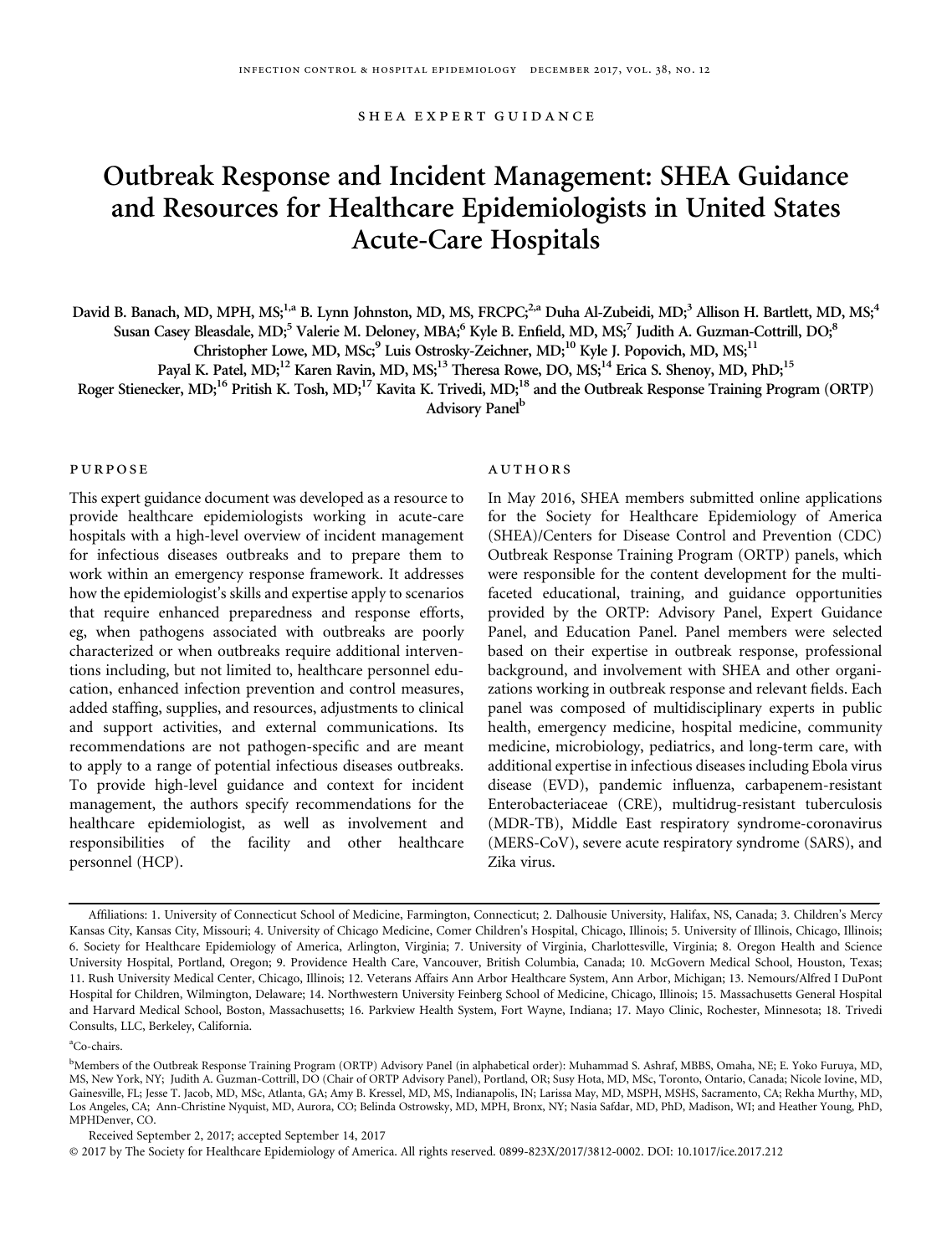SHEA EXPERT GUIDANCE

# Outbreak Response and Incident Management: SHEA Guidance and Resources for Healthcare Epidemiologists in United States Acute-Care Hospitals

David B. Banach, MD, MPH, MS;[1,a] B. Lynn Johnston, MD, MS, FRCPC;[2,a] Duha Al-Zubeidi, MD;[3] Allison H. Bartlett, MD, MS;[4] Susan Casey Bleasdale, MD;[5] Valerie M. Deloney, MBA;[6] Kyle B. Enfield, MD, MS;[7] Judith A. Guzman-Cottrill, DO;[8] Christopher Lowe, MD, MSc;[9] Luis Ostrosky-Zeichner, MD;[10] Kyle J. Popovich, MD, MS;[11] Payal K. Patel, MD;[12] Karen Ravin, MD, MS;[13] Theresa Rowe, DO, MS;[14] Erica S. Shenoy, MD, PhD;[15] Roger Stienecker, MD;[16] Pritish K. Tosh, MD;[17] Kavita K. Trivedi, MD;[18] and the Outbreak Response Training Program (ORTP) Advisory Panel[b]

## PURPOSE

This expert guidance document was developed as a resource to provide healthcare epidemiologists working in acute-care hospitals with a high-level overview of incident management for infectious diseases outbreaks and to prepare them to work within an emergency response framework. It addresses how the epidemiologist's skills and expertise apply to scenarios that require enhanced preparedness and response efforts, eg, when pathogens associated with outbreaks are poorly characterized or when outbreaks require additional interventions including, but not limited to, healthcare personnel education, enhanced infection prevention and control measures, added staffing, supplies, and resources, adjustments to clinical and support activities, and external communications. Its recommendations are not pathogen-specific and are meant to apply to a range of potential infectious diseases outbreaks. To provide high-level guidance and context for incident management, the authors specify recommendations for the healthcare epidemiologist, as well as involvement and responsibilities of the facility and other healthcare personnel (HCP).

## AUTHORS

In May 2016, SHEA members submitted online applications for the Society for Healthcare Epidemiology of America (SHEA)/Centers for Disease Control and Prevention (CDC) Outbreak Response Training Program (ORTP) panels, which were responsible for the content development for the multi-faceted educational, training, and guidance opportunities provided by the ORTP: Advisory Panel, Expert Guidance Panel, and Education Panel. Panel members were selected based on their expertise in outbreak response, professional background, and involvement with SHEA and other organizations working in outbreak response and relevant fields. Each panel was composed of multidisciplinary experts in public health, emergency medicine, hospital medicine, community medicine, microbiology, pediatrics, and long-term care, with additional expertise in infectious diseases including Ebola virus disease (EVD), pandemic influenza, carbapenem-resistant Enterobacteriaceae (CRE), multidrug-resistant tuberculosis (MDR-TB), Middle East respiratory syndrome-coronavirus (MERS-CoV), severe acute respiratory syndrome (SARS), and Zika virus.

---

Affiliations: 1. University of Connecticut School of Medicine, Farmington, Connecticut; 2. Dalhousie University, Halifax, NS, Canada; 3. Children's Mercy Kansas City, Kansas City, Missouri; 4. University of Chicago Medicine, Comer Children's Hospital, Chicago, Illinois; 5. University of Illinois, Chicago, Illinois; 6. Society for Healthcare Epidemiology of America, Arlington, Virginia; 7. University of Virginia, Charlottesville, Virginia; 8. Oregon Health and Science University Hospital, Portland, Oregon; 9. Providence Health Care, Vancouver, British Columbia, Canada; 10. McGovern Medical School, Houston, Texas; 11. Rush University Medical Center, Chicago, Illinois; 12. Veterans Affairs Ann Arbor Healthcare System, Ann Arbor, Michigan; 13. Nemours/Alfred I DuPont Hospital for Children, Wilmington, Delaware; 14. Northwestern University Feinberg School of Medicine, Chicago, Illinois; 15. Massachusetts General Hospital and Harvard Medical School, Boston, Massachusetts; 16. Parkview Health System, Fort Wayne, Indiana; 17. Mayo Clinic, Rochester, Minnesota; 18. Trivedi Consults, LLC, Berkeley, California.

[a]Co-chairs.

[b]Members of the Outbreak Response Training Program (ORTP) Advisory Panel (in alphabetical order): Muhammad S. Ashraf, MBBS, Omaha, NE; E. Yoko Furuya, MD, MS, New York, NY; Judith A. Guzman-Cottrill, DO (Chair of ORTP Advisory Panel), Portland, OR; Susy Hota, MD, MSc, Toronto, Ontario, Canada; Nicole Iovine, MD, Gainesville, FL; Jesse T. Jacob, MD, MSc, Atlanta, GA; Amy B. Kressel, MD, MS, Indianapolis, IN; Larissa May, MD, MSPH, MSHS, Sacramento, CA; Rekha Murthy, MD, Los Angeles, CA; Ann-Christine Nyquist, MD, Aurora, CO; Belinda Ostrowsky, MD, MPH, Bronx, NY; Nasia Safdar, MD, PhD, Madison, WI; and Heather Young, PhD, MPHDenver, CO.

Received September 2, 2017; accepted September 14, 2017

© 2017 by The Society for Healthcare Epidemiology of America. All rights reserved. 0899-823X/2017/3812-0002. DOI: 10.1017/ice.2017.212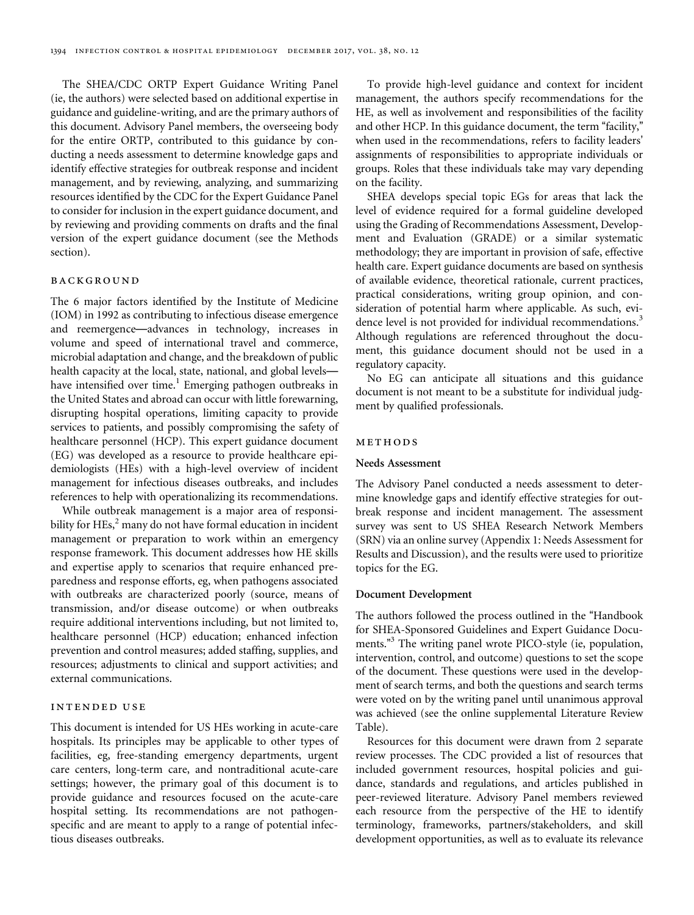The SHEA/CDC ORTP Expert Guidance Writing Panel (ie, the authors) were selected based on additional expertise in guidance and guideline-writing, and are the primary authors of this document. Advisory Panel members, the overseeing body for the entire ORTP, contributed to this guidance by conducting a needs assessment to determine knowledge gaps and identify effective strategies for outbreak response and incident management, and by reviewing, analyzing, and summarizing resources identified by the CDC for the Expert Guidance Panel to consider for inclusion in the expert guidance document, and by reviewing and providing comments on drafts and the final version of the expert guidance document (see the Methods section).

## BACKGROUND

The 6 major factors identified by the Institute of Medicine (IOM) in 1992 as contributing to infectious disease emergence and reemergence—advances in technology, increases in volume and speed of international travel and commerce, microbial adaptation and change, and the breakdown of public health capacity at the local, state, national, and global levels—have intensified over time.[1] Emerging pathogen outbreaks in the United States and abroad can occur with little forewarning, disrupting hospital operations, limiting capacity to provide services to patients, and possibly compromising the safety of healthcare personnel (HCP). This expert guidance document (EG) was developed as a resource to provide healthcare epidemiologists (HEs) with a high-level overview of incident management for infectious diseases outbreaks, and includes references to help with operationalizing its recommendations.

While outbreak management is a major area of responsibility for HEs,[2] many do not have formal education in incident management or preparation to work within an emergency response framework. This document addresses how HE skills and expertise apply to scenarios that require enhanced preparedness and response efforts, eg, when pathogens associated with outbreaks are characterized poorly (source, means of transmission, and/or disease outcome) or when outbreaks require additional interventions including, but not limited to, healthcare personnel (HCP) education; enhanced infection prevention and control measures; added staffing, supplies, and resources; adjustments to clinical and support activities; and external communications.

## INTENDED USE

This document is intended for US HEs working in acute-care hospitals. Its principles may be applicable to other types of facilities, eg, free-standing emergency departments, urgent care centers, long-term care, and nontraditional acute-care settings; however, the primary goal of this document is to provide guidance and resources focused on the acute-care hospital setting. Its recommendations are not pathogen-specific and are meant to apply to a range of potential infectious diseases outbreaks.

To provide high-level guidance and context for incident management, the authors specify recommendations for the HE, as well as involvement and responsibilities of the facility and other HCP. In this guidance document, the term "facility," when used in the recommendations, refers to facility leaders' assignments of responsibilities to appropriate individuals or groups. Roles that these individuals take may vary depending on the facility.

SHEA develops special topic EGs for areas that lack the level of evidence required for a formal guideline developed using the Grading of Recommendations Assessment, Development and Evaluation (GRADE) or a similar systematic methodology; they are important in provision of safe, effective health care. Expert guidance documents are based on synthesis of available evidence, theoretical rationale, current practices, practical considerations, writing group opinion, and consideration of potential harm where applicable. As such, evidence level is not provided for individual recommendations.[3] Although regulations are referenced throughout the document, this guidance document should not be used in a regulatory capacity.

No EG can anticipate all situations and this guidance document is not meant to be a substitute for individual judgment by qualified professionals.

## METHODS

### Needs Assessment

The Advisory Panel conducted a needs assessment to determine knowledge gaps and identify effective strategies for outbreak response and incident management. The assessment survey was sent to US SHEA Research Network Members (SRN) via an online survey (Appendix 1: Needs Assessment for Results and Discussion), and the results were used to prioritize topics for the EG.

### Document Development

The authors followed the process outlined in the "Handbook for SHEA-Sponsored Guidelines and Expert Guidance Documents."[3] The writing panel wrote PICO-style (ie, population, intervention, control, and outcome) questions to set the scope of the document. These questions were used in the development of search terms, and both the questions and search terms were voted on by the writing panel until unanimous approval was achieved (see the online supplemental Literature Review Table).

Resources for this document were drawn from 2 separate review processes. The CDC provided a list of resources that included government resources, hospital policies and guidance, standards and regulations, and articles published in peer-reviewed literature. Advisory Panel members reviewed each resource from the perspective of the HE to identify terminology, frameworks, partners/stakeholders, and skill development opportunities, as well as to evaluate its relevance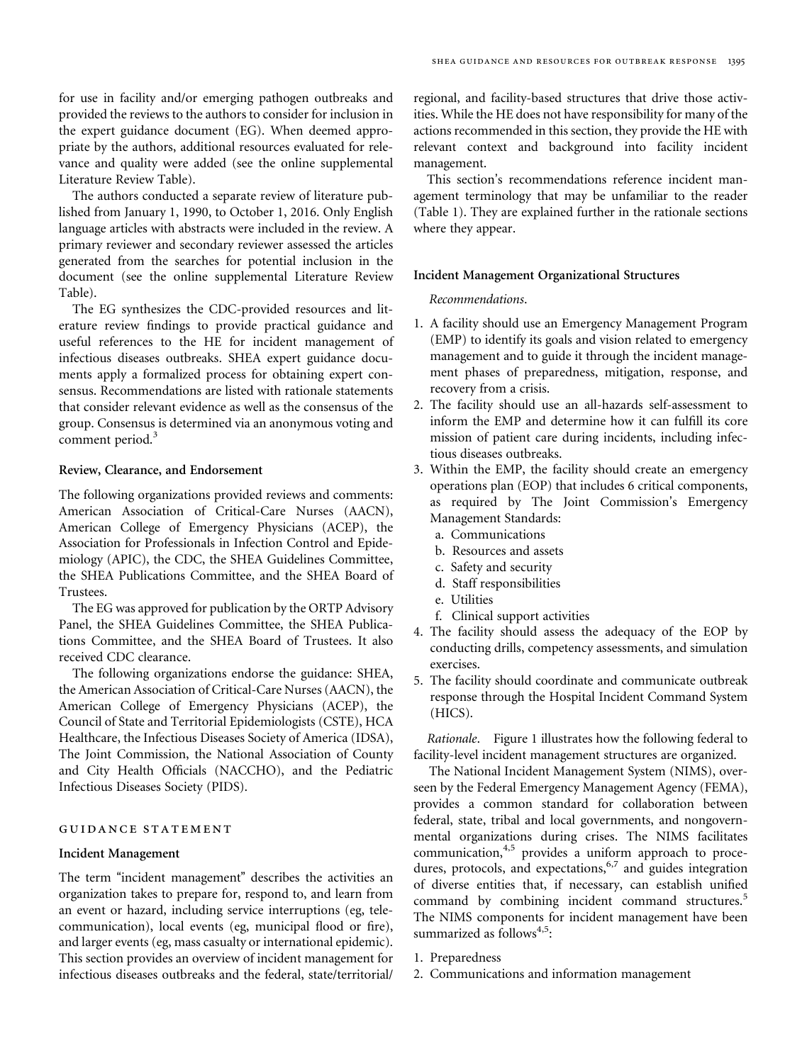for use in facility and/or emerging pathogen outbreaks and provided the reviews to the authors to consider for inclusion in the expert guidance document (EG). When deemed appropriate by the authors, additional resources evaluated for relevance and quality were added (see the online supplemental Literature Review Table).

The authors conducted a separate review of literature published from January 1, 1990, to October 1, 2016. Only English language articles with abstracts were included in the review. A primary reviewer and secondary reviewer assessed the articles generated from the searches for potential inclusion in the document (see the online supplemental Literature Review Table).

The EG synthesizes the CDC-provided resources and literature review findings to provide practical guidance and useful references to the HE for incident management of infectious diseases outbreaks. SHEA expert guidance documents apply a formalized process for obtaining expert consensus. Recommendations are listed with rationale statements that consider relevant evidence as well as the consensus of the group. Consensus is determined via an anonymous voting and comment period.[3]

### Review, Clearance, and Endorsement

The following organizations provided reviews and comments: American Association of Critical-Care Nurses (AACN), American College of Emergency Physicians (ACEP), the Association for Professionals in Infection Control and Epidemiology (APIC), the CDC, the SHEA Guidelines Committee, the SHEA Publications Committee, and the SHEA Board of Trustees.

The EG was approved for publication by the ORTP Advisory Panel, the SHEA Guidelines Committee, the SHEA Publications Committee, and the SHEA Board of Trustees. It also received CDC clearance.

The following organizations endorse the guidance: SHEA, the American Association of Critical-Care Nurses (AACN), the American College of Emergency Physicians (ACEP), the Council of State and Territorial Epidemiologists (CSTE), HCA Healthcare, the Infectious Diseases Society of America (IDSA), The Joint Commission, the National Association of County and City Health Officials (NACCHO), and the Pediatric Infectious Diseases Society (PIDS).

## GUIDANCE STATEMENT

### Incident Management

The term "incident management" describes the activities an organization takes to prepare for, respond to, and learn from an event or hazard, including service interruptions (eg, telecommunication), local events (eg, municipal flood or fire), and larger events (eg, mass casualty or international epidemic). This section provides an overview of incident management for infectious diseases outbreaks and the federal, state/territorial/regional, and facility-based structures that drive those activities. While the HE does not have responsibility for many of the actions recommended in this section, they provide the HE with relevant context and background into facility incident management.

This section's recommendations reference incident management terminology that may be unfamiliar to the reader (Table 1). They are explained further in the rationale sections where they appear.

### Incident Management Organizational Structures

*Recommendations.*

1. A facility should use an Emergency Management Program (EMP) to identify its goals and vision related to emergency management and to guide it through the incident management phases of preparedness, mitigation, response, and recovery from a crisis.
2. The facility should use an all-hazards self-assessment to inform the EMP and determine how it can fulfill its core mission of patient care during incidents, including infectious diseases outbreaks.
3. Within the EMP, the facility should create an emergency operations plan (EOP) that includes 6 critical components, as required by The Joint Commission's Emergency Management Standards:
   a. Communications
   b. Resources and assets
   c. Safety and security
   d. Staff responsibilities
   e. Utilities
   f. Clinical support activities
4. The facility should assess the adequacy of the EOP by conducting drills, competency assessments, and simulation exercises.
5. The facility should coordinate and communicate outbreak response through the Hospital Incident Command System (HICS).

*Rationale.* Figure 1 illustrates how the following federal to facility-level incident management structures are organized.

The National Incident Management System (NIMS), overseen by the Federal Emergency Management Agency (FEMA), provides a common standard for collaboration between federal, state, tribal and local governments, and nongovernmental organizations during crises. The NIMS facilitates communication,[4,5] provides a uniform approach to procedures, protocols, and expectations,[6,7] and guides integration of diverse entities that, if necessary, can establish unified command by combining incident command structures.[5] The NIMS components for incident management have been summarized as follows[4,5]:

1. Preparedness
2. Communications and information management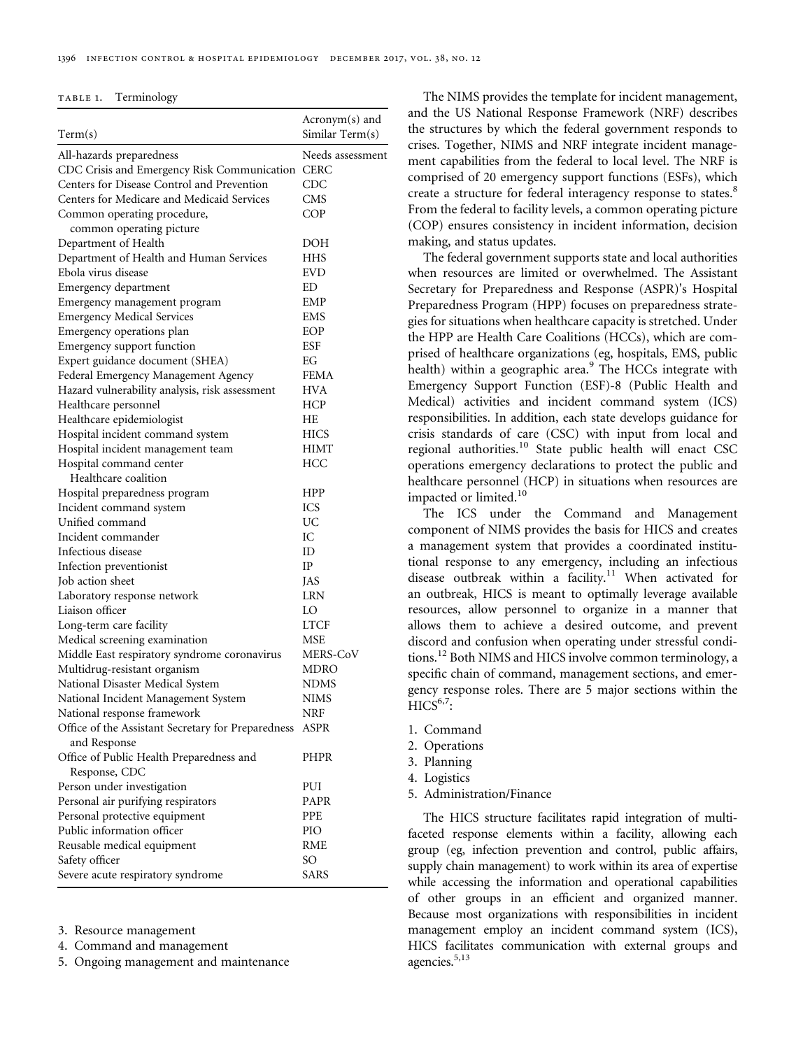TABLE 1. Terminology

| Term(s) | Acronym(s) and Similar Term(s) |
|---|---|
| All-hazards preparedness | Needs assessment |
| CDC Crisis and Emergency Risk Communication | CERC |
| Centers for Disease Control and Prevention | CDC |
| Centers for Medicare and Medicaid Services | CMS |
| Common operating procedure, common operating picture | COP |
| Department of Health | DOH |
| Department of Health and Human Services | HHS |
| Ebola virus disease | EVD |
| Emergency department | ED |
| Emergency management program | EMP |
| Emergency Medical Services | EMS |
| Emergency operations plan | EOP |
| Emergency support function | ESF |
| Expert guidance document (SHEA) | EG |
| Federal Emergency Management Agency | FEMA |
| Hazard vulnerability analysis, risk assessment | HVA |
| Healthcare personnel | HCP |
| Healthcare epidemiologist | HE |
| Hospital incident command system | HICS |
| Hospital incident management team | HIMT |
| Hospital command center Healthcare coalition | HCC |
| Hospital preparedness program | HPP |
| Incident command system | ICS |
| Unified command | UC |
| Incident commander | IC |
| Infectious disease | ID |
| Infection preventionist | IP |
| Job action sheet | JAS |
| Laboratory response network | LRN |
| Liaison officer | LO |
| Long-term care facility | LTCF |
| Medical screening examination | MSE |
| Middle East respiratory syndrome coronavirus | MERS-CoV |
| Multidrug-resistant organism | MDRO |
| National Disaster Medical System | NDMS |
| National Incident Management System | NIMS |
| National response framework | NRF |
| Office of the Assistant Secretary for Preparedness and Response | ASPR |
| Office of Public Health Preparedness and Response, CDC | PHPR |
| Person under investigation | PUI |
| Personal air purifying respirators | PAPR |
| Personal protective equipment | PPE |
| Public information officer | PIO |
| Reusable medical equipment | RME |
| Safety officer | SO |
| Severe acute respiratory syndrome | SARS |

3. Resource management
4. Command and management
5. Ongoing management and maintenance

The NIMS provides the template for incident management, and the US National Response Framework (NRF) describes the structures by which the federal government responds to crises. Together, NIMS and NRF integrate incident management capabilities from the federal to local level. The NRF is comprised of 20 emergency support functions (ESFs), which create a structure for federal interagency response to states.[8] From the federal to facility levels, a common operating picture (COP) ensures consistency in incident information, decision making, and status updates.

The federal government supports state and local authorities when resources are limited or overwhelmed. The Assistant Secretary for Preparedness and Response (ASPR)'s Hospital Preparedness Program (HPP) focuses on preparedness strategies for situations when healthcare capacity is stretched. Under the HPP are Health Care Coalitions (HCCs), which are comprised of healthcare organizations (eg, hospitals, EMS, public health) within a geographic area.[9] The HCCs integrate with Emergency Support Function (ESF)-8 (Public Health and Medical) activities and incident command system (ICS) responsibilities. In addition, each state develops guidance for crisis standards of care (CSC) with input from local and regional authorities.[10] State public health will enact CSC operations emergency declarations to protect the public and healthcare personnel (HCP) in situations when resources are impacted or limited.[10]

The ICS under the Command and Management component of NIMS provides the basis for HICS and creates a management system that provides a coordinated institutional response to any emergency, including an infectious disease outbreak within a facility.[11] When activated for an outbreak, HICS is meant to optimally leverage available resources, allow personnel to organize in a manner that allows them to achieve a desired outcome, and prevent discord and confusion when operating under stressful conditions.[12] Both NIMS and HICS involve common terminology, a specific chain of command, management sections, and emergency response roles. There are 5 major sections within the HICS[6,7]:

1. Command
2. Operations
3. Planning
4. Logistics
5. Administration/Finance

The HICS structure facilitates rapid integration of multifaceted response elements within a facility, allowing each group (eg, infection prevention and control, public affairs, supply chain management) to work within its area of expertise while accessing the information and operational capabilities of other groups in an efficient and organized manner. Because most organizations with responsibilities in incident management employ an incident command system (ICS), HICS facilitates communication with external groups and agencies.[5,13]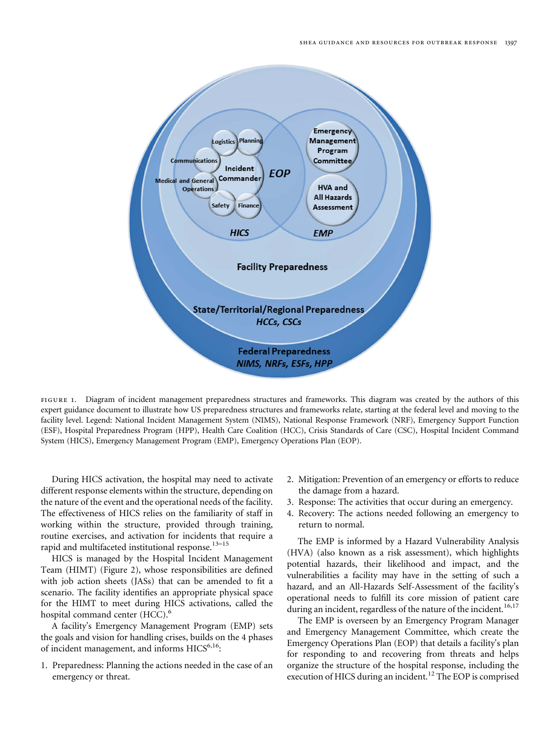FIGURE 1. Diagram of incident management preparedness structures and frameworks. This diagram was created by the authors of this expert guidance document to illustrate how US preparedness structures and frameworks relate, starting at the federal level and moving to the facility level. Legend: National Incident Management System (NIMS), National Response Framework (NRF), Emergency Support Function (ESF), Hospital Preparedness Program (HPP), Health Care Coalition (HCC), Crisis Standards of Care (CSC), Hospital Incident Command System (HICS), Emergency Management Program (EMP), Emergency Operations Plan (EOP).

During HICS activation, the hospital may need to activate different response elements within the structure, depending on the nature of the event and the operational needs of the facility. The effectiveness of HICS relies on the familiarity of staff in working within the structure, provided through training, routine exercises, and activation for incidents that require a rapid and multifaceted institutional response.[13–15]

HICS is managed by the Hospital Incident Management Team (HIMT) (Figure 2), whose responsibilities are defined with job action sheets (JASs) that can be amended to fit a scenario. The facility identifies an appropriate physical space for the HIMT to meet during HICS activations, called the hospital command center (HCC).[6]

A facility's Emergency Management Program (EMP) sets the goals and vision for handling crises, builds on the 4 phases of incident management, and informs HICS[6,16]:

1. Preparedness: Planning the actions needed in the case of an emergency or threat.
2. Mitigation: Prevention of an emergency or efforts to reduce the damage from a hazard.
3. Response: The activities that occur during an emergency.
4. Recovery: The actions needed following an emergency to return to normal.

The EMP is informed by a Hazard Vulnerability Analysis (HVA) (also known as a risk assessment), which highlights potential hazards, their likelihood and impact, and the vulnerabilities a facility may have in the setting of such a hazard, and an All-Hazards Self-Assessment of the facility's operational needs to fulfill its core mission of patient care during an incident, regardless of the nature of the incident.[16,17]

The EMP is overseen by an Emergency Program Manager and Emergency Management Committee, which create the Emergency Operations Plan (EOP) that details a facility's plan for responding to and recovering from threats and helps organize the structure of the hospital response, including the execution of HICS during an incident.[12] The EOP is comprised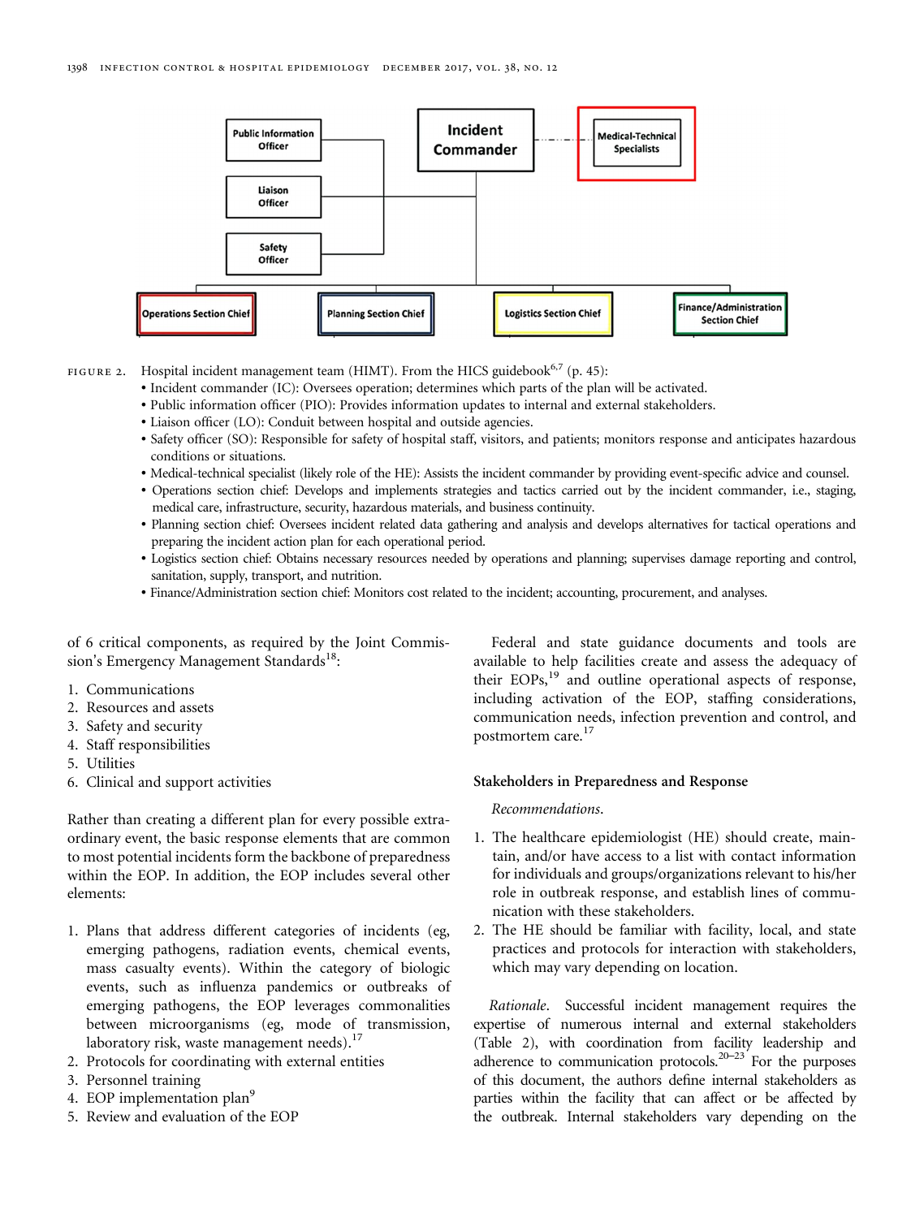Public Information Officer

Liaison Officer

Safety Officer

Incident Commander

Medical-Technical Specialists

Operations Section Chief

Planning Section Chief

Logistics Section Chief

Finance/Administration Section Chief

FIGURE 2. Hospital incident management team (HIMT). From the HICS guidebook[6,7] (p. 45):

- Incident commander (IC): Oversees operation; determines which parts of the plan will be activated.
- Public information officer (PIO): Provides information updates to internal and external stakeholders.
- Liaison officer (LO): Conduit between hospital and outside agencies.
- Safety officer (SO): Responsible for safety of hospital staff, visitors, and patients; monitors response and anticipates hazardous conditions or situations.
- Medical-technical specialist (likely role of the HE): Assists the incident commander by providing event-specific advice and counsel.
- Operations section chief: Develops and implements strategies and tactics carried out by the incident commander, i.e., staging, medical care, infrastructure, security, hazardous materials, and business continuity.
- Planning section chief: Oversees incident related data gathering and analysis and develops alternatives for tactical operations and preparing the incident action plan for each operational period.
- Logistics section chief: Obtains necessary resources needed by operations and planning; supervises damage reporting and control, sanitation, supply, transport, and nutrition.
- Finance/Administration section chief: Monitors cost related to the incident; accounting, procurement, and analyses.

of 6 critical components, as required by the Joint Commission's Emergency Management Standards[18]:

1. Communications
2. Resources and assets
3. Safety and security
4. Staff responsibilities
5. Utilities
6. Clinical and support activities

Rather than creating a different plan for every possible extraordinary event, the basic response elements that are common to most potential incidents form the backbone of preparedness within the EOP. In addition, the EOP includes several other elements:

1. Plans that address different categories of incidents (eg, emerging pathogens, radiation events, chemical events, mass casualty events). Within the category of biologic events, such as influenza pandemics or outbreaks of emerging pathogens, the EOP leverages commonalities between microorganisms (eg, mode of transmission, laboratory risk, waste management needs).[17]
2. Protocols for coordinating with external entities
3. Personnel training
4. EOP implementation plan[9]
5. Review and evaluation of the EOP

Federal and state guidance documents and tools are available to help facilities create and assess the adequacy of their EOPs,[19] and outline operational aspects of response, including activation of the EOP, staffing considerations, communication needs, infection prevention and control, and postmortem care.[17]

### Stakeholders in Preparedness and Response

*Recommendations.*

1. The healthcare epidemiologist (HE) should create, maintain, and/or have access to a list with contact information for individuals and groups/organizations relevant to his/her role in outbreak response, and establish lines of communication with these stakeholders.
2. The HE should be familiar with facility, local, and state practices and protocols for interaction with stakeholders, which may vary depending on location.

*Rationale.* Successful incident management requires the expertise of numerous internal and external stakeholders (Table 2), with coordination from facility leadership and adherence to communication protocols.[20–23] For the purposes of this document, the authors define internal stakeholders as parties within the facility that can affect or be affected by the outbreak. Internal stakeholders vary depending on the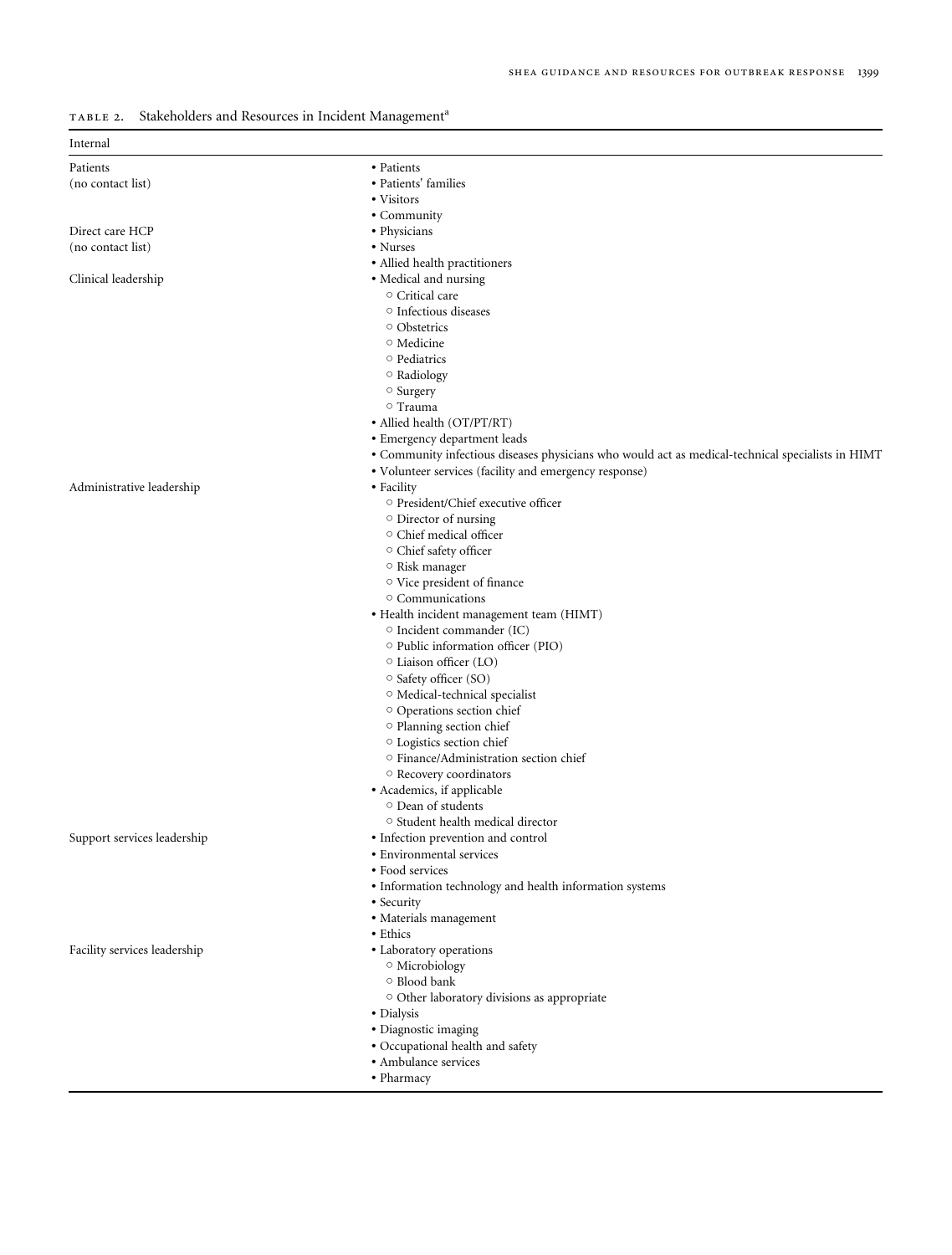Table 2. Stakeholders and Resources in Incident Management[a]

| Internal | |
|---|---|
| Patients (no contact list) | • Patients<br>• Patients' families<br>• Visitors<br>• Community |
| Direct care HCP (no contact list) | • Physicians<br>• Nurses<br>• Allied health practitioners |
| Clinical leadership | • Medical and nursing<br>  ○ Critical care<br>  ○ Infectious diseases<br>  ○ Obstetrics<br>  ○ Medicine<br>  ○ Pediatrics<br>  ○ Radiology<br>  ○ Surgery<br>  ○ Trauma<br>• Allied health (OT/PT/RT)<br>• Emergency department leads<br>• Community infectious diseases physicians who would act as medical-technical specialists in HIMT<br>• Volunteer services (facility and emergency response) |
| Administrative leadership | • Facility<br>  ○ President/Chief executive officer<br>  ○ Director of nursing<br>  ○ Chief medical officer<br>  ○ Chief safety officer<br>  ○ Risk manager<br>  ○ Vice president of finance<br>  ○ Communications<br>• Health incident management team (HIMT)<br>  ○ Incident commander (IC)<br>  ○ Public information officer (PIO)<br>  ○ Liaison officer (LO)<br>  ○ Safety officer (SO)<br>  ○ Medical-technical specialist<br>  ○ Operations section chief<br>  ○ Planning section chief<br>  ○ Logistics section chief<br>  ○ Finance/Administration section chief<br>  ○ Recovery coordinators<br>• Academics, if applicable<br>  ○ Dean of students<br>  ○ Student health medical director |
| Support services leadership | • Infection prevention and control<br>• Environmental services<br>• Food services<br>• Information technology and health information systems<br>• Security<br>• Materials management<br>• Ethics |
| Facility services leadership | • Laboratory operations<br>  ○ Microbiology<br>  ○ Blood bank<br>  ○ Other laboratory divisions as appropriate<br>• Dialysis<br>• Diagnostic imaging<br>• Occupational health and safety<br>• Ambulance services<br>• Pharmacy |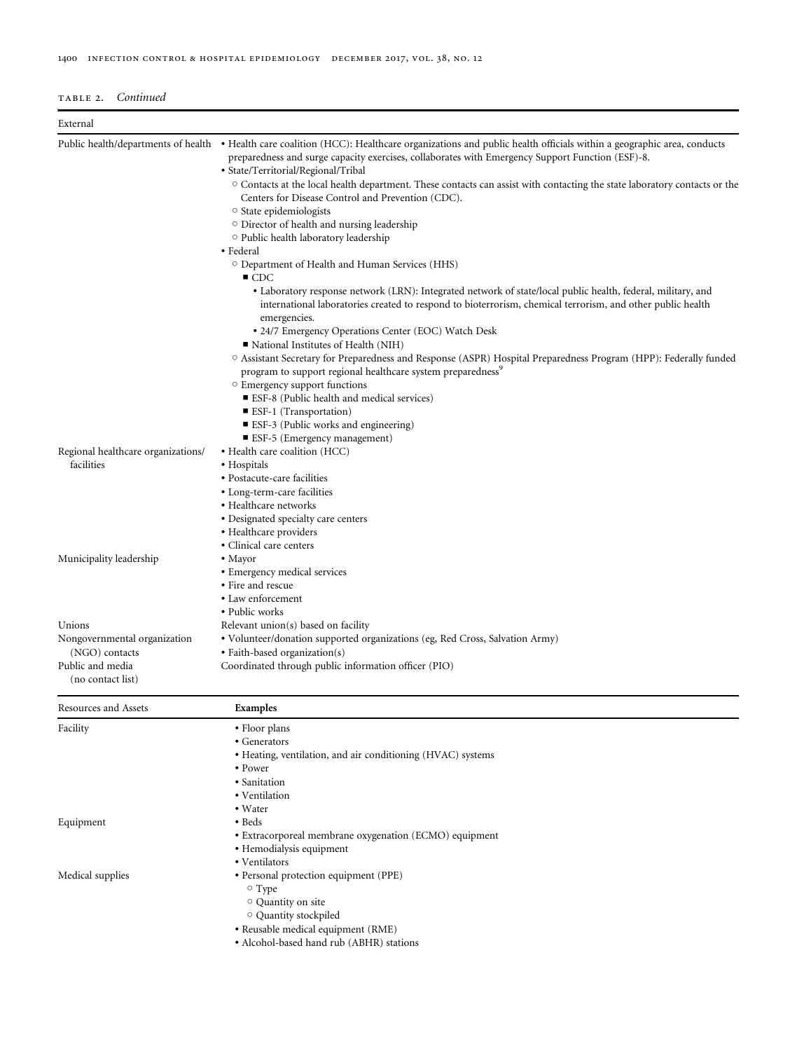TABLE 2. *Continued*

| External | |
|---|---|
| Public health/departments of health | • Health care coalition (HCC): Healthcare organizations and public health officials within a geographic area, conducts preparedness and surge capacity exercises, collaborates with Emergency Support Function (ESF)-8.<br>• State/Territorial/Regional/Tribal<br>  ○ Contacts at the local health department. These contacts can assist with contacting the state laboratory contacts or the Centers for Disease Control and Prevention (CDC).<br>  ○ State epidemiologists<br>  ○ Director of health and nursing leadership<br>  ○ Public health laboratory leadership<br>• Federal<br>  ○ Department of Health and Human Services (HHS)<br>    ■ CDC<br>      • Laboratory response network (LRN): Integrated network of state/local public health, federal, military, and international laboratories created to respond to bioterrorism, chemical terrorism, and other public health emergencies.<br>      • 24/7 Emergency Operations Center (EOC) Watch Desk<br>    ■ National Institutes of Health (NIH)<br>  ○ Assistant Secretary for Preparedness and Response (ASPR) Hospital Preparedness Program (HPP): Federally funded program to support regional healthcare system preparedness[9]<br>  ○ Emergency support functions<br>    ■ ESF-8 (Public health and medical services)<br>    ■ ESF-1 (Transportation)<br>    ■ ESF-3 (Public works and engineering)<br>    ■ ESF-5 (Emergency management) |
| Regional healthcare organizations/ facilities | • Health care coalition (HCC)<br>• Hospitals<br>• Postacute-care facilities<br>• Long-term-care facilities<br>• Healthcare networks<br>• Designated specialty care centers<br>• Healthcare providers<br>• Clinical care centers |
| Municipality leadership | • Mayor<br>• Emergency medical services<br>• Fire and rescue<br>• Law enforcement<br>• Public works |
| Unions | Relevant union(s) based on facility |
| Nongovernmental organization (NGO) contacts | • Volunteer/donation supported organizations (eg, Red Cross, Salvation Army)<br>• Faith-based organization(s) |
| Public and media (no contact list) | Coordinated through public information officer (PIO) |

| Resources and Assets | **Examples** |
|---|---|
| Facility | • Floor plans<br>• Generators<br>• Heating, ventilation, and air conditioning (HVAC) systems<br>• Power<br>• Sanitation<br>• Ventilation<br>• Water |
| Equipment | • Beds<br>• Extracorporeal membrane oxygenation (ECMO) equipment<br>• Hemodialysis equipment<br>• Ventilators |
| Medical supplies | • Personal protection equipment (PPE)<br>  ○ Type<br>  ○ Quantity on site<br>  ○ Quantity stockpiled<br>• Reusable medical equipment (RME)<br>• Alcohol-based hand rub (ABHR) stations |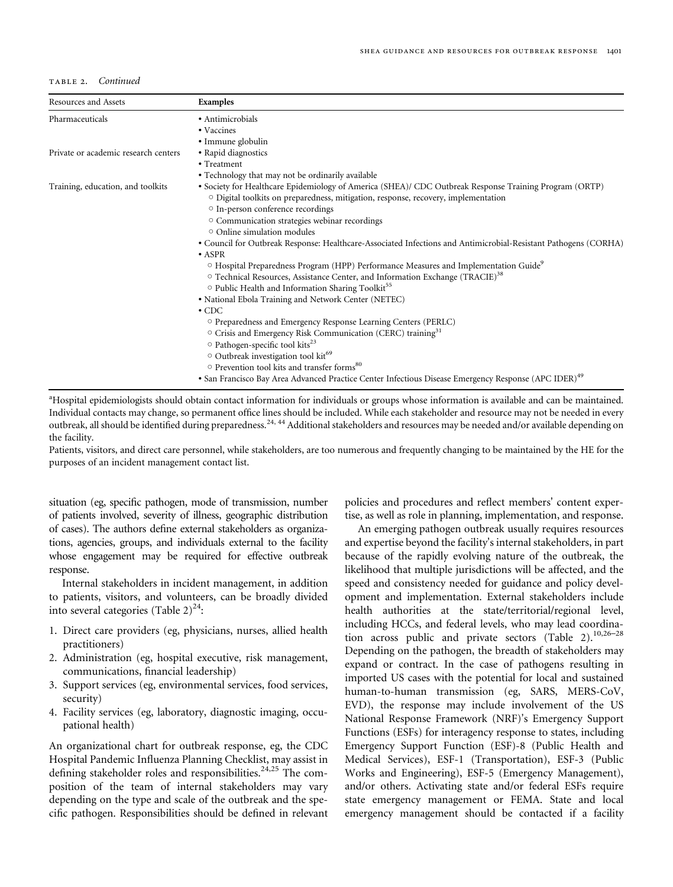TABLE 2. *Continued*

| Resources and Assets | Examples |
| --- | --- |
| Pharmaceuticals | • Antimicrobials<br>• Vaccines<br>• Immune globulin |
| Private or academic research centers | • Rapid diagnostics<br>• Treatment<br>• Technology that may not be ordinarily available |
| Training, education, and toolkits | • Society for Healthcare Epidemiology of America (SHEA)/ CDC Outbreak Response Training Program (ORTP)<br>○ Digital toolkits on preparedness, mitigation, response, recovery, implementation<br>○ In-person conference recordings<br>○ Communication strategies webinar recordings<br>○ Online simulation modules<br>• Council for Outbreak Response: Healthcare-Associated Infections and Antimicrobial-Resistant Pathogens (CORHA)<br>• ASPR<br>○ Hospital Preparedness Program (HPP) Performance Measures and Implementation Guide[9]<br>○ Technical Resources, Assistance Center, and Information Exchange (TRACIE)[38]<br>○ Public Health and Information Sharing Toolkit[55]<br>• National Ebola Training and Network Center (NETEC)<br>• CDC<br>○ Preparedness and Emergency Response Learning Centers (PERLC)<br>○ Crisis and Emergency Risk Communication (CERC) training[31]<br>○ Pathogen-specific tool kits[23]<br>○ Outbreak investigation tool kit[69]<br>○ Prevention tool kits and transfer forms[80]<br>• San Francisco Bay Area Advanced Practice Center Infectious Disease Emergency Response (APC IDER)[49] |

[a]Hospital epidemiologists should obtain contact information for individuals or groups whose information is available and can be maintained. Individual contacts may change, so permanent office lines should be included. While each stakeholder and resource may not be needed in every outbreak, all should be identified during preparedness.[24, 44] Additional stakeholders and resources may be needed and/or available depending on the facility.

Patients, visitors, and direct care personnel, while stakeholders, are too numerous and frequently changing to be maintained by the HE for the purposes of an incident management contact list.

situation (eg, specific pathogen, mode of transmission, number of patients involved, severity of illness, geographic distribution of cases). The authors define external stakeholders as organizations, agencies, groups, and individuals external to the facility whose engagement may be required for effective outbreak response.

Internal stakeholders in incident management, in addition to patients, visitors, and volunteers, can be broadly divided into several categories (Table 2)[24]:

1. Direct care providers (eg, physicians, nurses, allied health practitioners)
2. Administration (eg, hospital executive, risk management, communications, financial leadership)
3. Support services (eg, environmental services, food services, security)
4. Facility services (eg, laboratory, diagnostic imaging, occupational health)

An organizational chart for outbreak response, eg, the CDC Hospital Pandemic Influenza Planning Checklist, may assist in defining stakeholder roles and responsibilities.[24,25] The composition of the team of internal stakeholders may vary depending on the type and scale of the outbreak and the specific pathogen. Responsibilities should be defined in relevant policies and procedures and reflect members' content expertise, as well as role in planning, implementation, and response.

An emerging pathogen outbreak usually requires resources and expertise beyond the facility's internal stakeholders, in part because of the rapidly evolving nature of the outbreak, the likelihood that multiple jurisdictions will be affected, and the speed and consistency needed for guidance and policy development and implementation. External stakeholders include health authorities at the state/territorial/regional level, including HCCs, and federal levels, who may lead coordination across public and private sectors (Table 2).[10,26–28] Depending on the pathogen, the breadth of stakeholders may expand or contract. In the case of pathogens resulting in imported US cases with the potential for local and sustained human-to-human transmission (eg, SARS, MERS-CoV, EVD), the response may include involvement of the US National Response Framework (NRF)'s Emergency Support Functions (ESFs) for interagency response to states, including Emergency Support Function (ESF)-8 (Public Health and Medical Services), ESF-1 (Transportation), ESF-3 (Public Works and Engineering), ESF-5 (Emergency Management), and/or others. Activating state and/or federal ESFs require state emergency management or FEMA. State and local emergency management should be contacted if a facility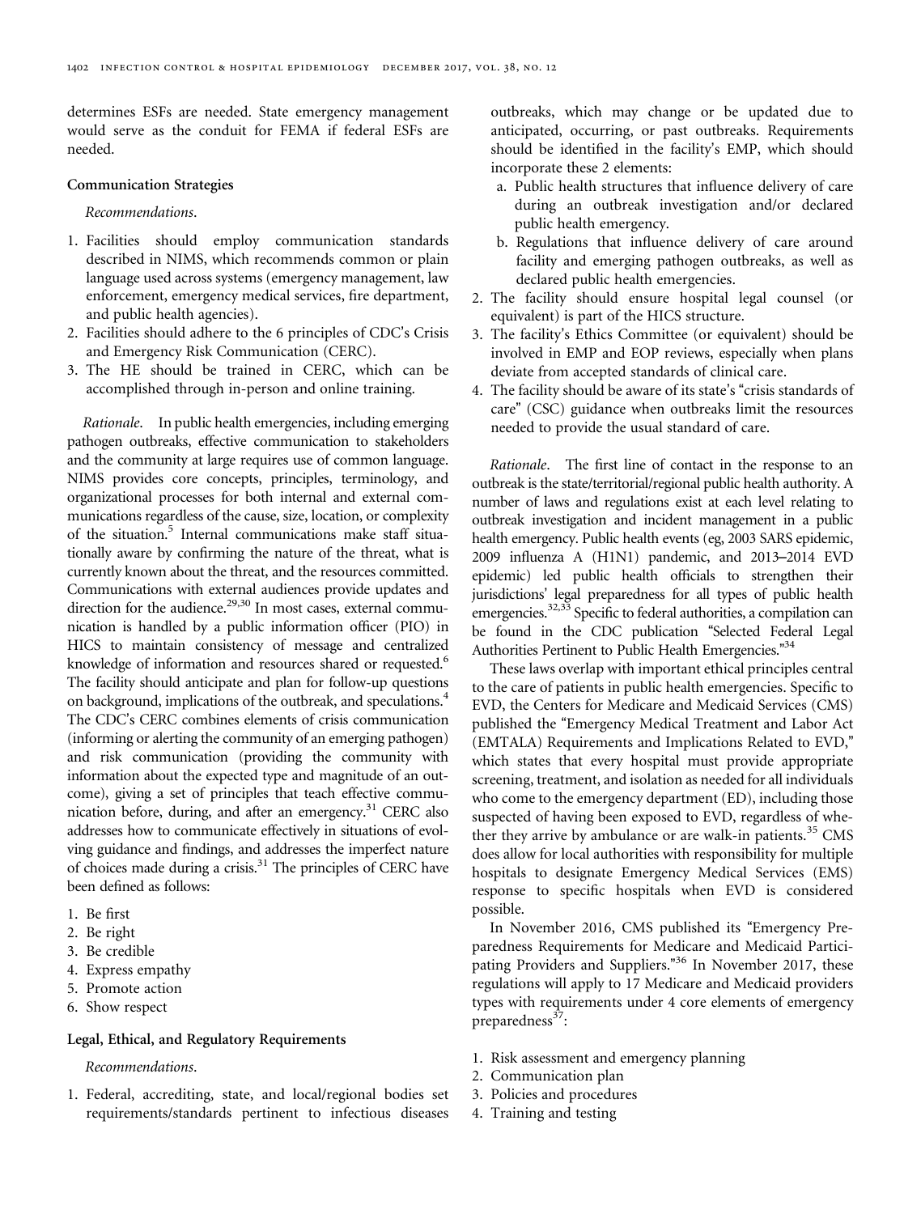determines ESFs are needed. State emergency management would serve as the conduit for FEMA if federal ESFs are needed.

### Communication Strategies

*Recommendations.*

1. Facilities should employ communication standards described in NIMS, which recommends common or plain language used across systems (emergency management, law enforcement, emergency medical services, fire department, and public health agencies).
2. Facilities should adhere to the 6 principles of CDC's Crisis and Emergency Risk Communication (CERC).
3. The HE should be trained in CERC, which can be accomplished through in-person and online training.

*Rationale.* In public health emergencies, including emerging pathogen outbreaks, effective communication to stakeholders and the community at large requires use of common language. NIMS provides core concepts, principles, terminology, and organizational processes for both internal and external communications regardless of the cause, size, location, or complexity of the situation.[5] Internal communications make staff situationally aware by confirming the nature of the threat, what is currently known about the threat, and the resources committed. Communications with external audiences provide updates and direction for the audience.[29,30] In most cases, external communication is handled by a public information officer (PIO) in HICS to maintain consistency of message and centralized knowledge of information and resources shared or requested.[6] The facility should anticipate and plan for follow-up questions on background, implications of the outbreak, and speculations.[4] The CDC's CERC combines elements of crisis communication (informing or alerting the community of an emerging pathogen) and risk communication (providing the community with information about the expected type and magnitude of an outcome), giving a set of principles that teach effective communication before, during, and after an emergency.[31] CERC also addresses how to communicate effectively in situations of evolving guidance and findings, and addresses the imperfect nature of choices made during a crisis.[31] The principles of CERC have been defined as follows:

1. Be first
2. Be right
3. Be credible
4. Express empathy
5. Promote action
6. Show respect

### Legal, Ethical, and Regulatory Requirements

*Recommendations.*

1. Federal, accrediting, state, and local/regional bodies set requirements/standards pertinent to infectious diseases outbreaks, which may change or be updated due to anticipated, occurring, or past outbreaks. Requirements should be identified in the facility's EMP, which should incorporate these 2 elements:
   a. Public health structures that influence delivery of care during an outbreak investigation and/or declared public health emergency.
   b. Regulations that influence delivery of care around facility and emerging pathogen outbreaks, as well as declared public health emergencies.
2. The facility should ensure hospital legal counsel (or equivalent) is part of the HICS structure.
3. The facility's Ethics Committee (or equivalent) should be involved in EMP and EOP reviews, especially when plans deviate from accepted standards of clinical care.
4. The facility should be aware of its state's "crisis standards of care" (CSC) guidance when outbreaks limit the resources needed to provide the usual standard of care.

*Rationale.* The first line of contact in the response to an outbreak is the state/territorial/regional public health authority. A number of laws and regulations exist at each level relating to outbreak investigation and incident management in a public health emergency. Public health events (eg, 2003 SARS epidemic, 2009 influenza A (H1N1) pandemic, and 2013–2014 EVD epidemic) led public health officials to strengthen their jurisdictions' legal preparedness for all types of public health emergencies.[32,33] Specific to federal authorities, a compilation can be found in the CDC publication "Selected Federal Legal Authorities Pertinent to Public Health Emergencies."[34]

These laws overlap with important ethical principles central to the care of patients in public health emergencies. Specific to EVD, the Centers for Medicare and Medicaid Services (CMS) published the "Emergency Medical Treatment and Labor Act (EMTALA) Requirements and Implications Related to EVD," which states that every hospital must provide appropriate screening, treatment, and isolation as needed for all individuals who come to the emergency department (ED), including those suspected of having been exposed to EVD, regardless of whether they arrive by ambulance or are walk-in patients.[35] CMS does allow for local authorities with responsibility for multiple hospitals to designate Emergency Medical Services (EMS) response to specific hospitals when EVD is considered possible.

In November 2016, CMS published its "Emergency Preparedness Requirements for Medicare and Medicaid Participating Providers and Suppliers."[36] In November 2017, these regulations will apply to 17 Medicare and Medicaid providers types with requirements under 4 core elements of emergency preparedness[37]:

1. Risk assessment and emergency planning
2. Communication plan
3. Policies and procedures
4. Training and testing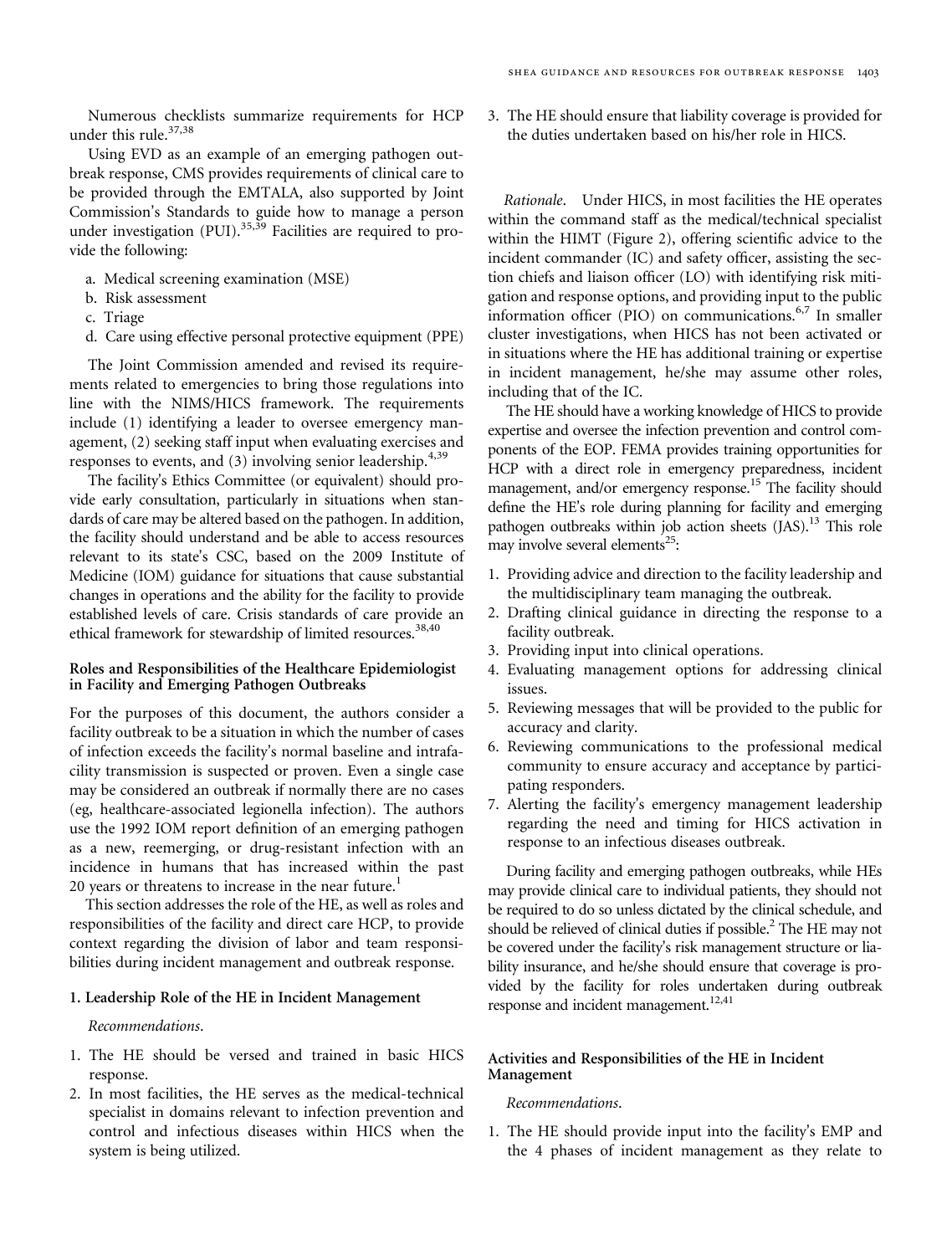Numerous checklists summarize requirements for HCP under this rule.[37,38]

Using EVD as an example of an emerging pathogen outbreak response, CMS provides requirements of clinical care to be provided through the EMTALA, also supported by Joint Commission's Standards to guide how to manage a person under investigation (PUI).[35,39] Facilities are required to provide the following:

a. Medical screening examination (MSE)
b. Risk assessment
c. Triage
d. Care using effective personal protective equipment (PPE)

The Joint Commission amended and revised its requirements related to emergencies to bring those regulations into line with the NIMS/HICS framework. The requirements include (1) identifying a leader to oversee emergency management, (2) seeking staff input when evaluating exercises and responses to events, and (3) involving senior leadership.[4,39]

The facility's Ethics Committee (or equivalent) should provide early consultation, particularly in situations when standards of care may be altered based on the pathogen. In addition, the facility should understand and be able to access resources relevant to its state's CSC, based on the 2009 Institute of Medicine (IOM) guidance for situations that cause substantial changes in operations and the ability for the facility to provide established levels of care. Crisis standards of care provide an ethical framework for stewardship of limited resources.[38,40]

### Roles and Responsibilities of the Healthcare Epidemiologist in Facility and Emerging Pathogen Outbreaks

For the purposes of this document, the authors consider a facility outbreak to be a situation in which the number of cases of infection exceeds the facility's normal baseline and intrafacility transmission is suspected or proven. Even a single case may be considered an outbreak if normally there are no cases (eg, healthcare-associated legionella infection). The authors use the 1992 IOM report definition of an emerging pathogen as a new, reemerging, or drug-resistant infection with an incidence in humans that has increased within the past 20 years or threatens to increase in the near future.[1]

This section addresses the role of the HE, as well as roles and responsibilities of the facility and direct care HCP, to provide context regarding the division of labor and team responsibilities during incident management and outbreak response.

#### 1. Leadership Role of the HE in Incident Management

*Recommendations.*

1. The HE should be versed and trained in basic HICS response.
2. In most facilities, the HE serves as the medical-technical specialist in domains relevant to infection prevention and control and infectious diseases within HICS when the system is being utilized.
3. The HE should ensure that liability coverage is provided for the duties undertaken based on his/her role in HICS.

*Rationale*. Under HICS, in most facilities the HE operates within the command staff as the medical/technical specialist within the HIMT (Figure 2), offering scientific advice to the incident commander (IC) and safety officer, assisting the section chiefs and liaison officer (LO) with identifying risk mitigation and response options, and providing input to the public information officer (PIO) on communications.[6,7] In smaller cluster investigations, when HICS has not been activated or in situations where the HE has additional training or expertise in incident management, he/she may assume other roles, including that of the IC.

The HE should have a working knowledge of HICS to provide expertise and oversee the infection prevention and control components of the EOP. FEMA provides training opportunities for HCP with a direct role in emergency preparedness, incident management, and/or emergency response.[15] The facility should define the HE's role during planning for facility and emerging pathogen outbreaks within job action sheets (JAS).[13] This role may involve several elements[25]:

1. Providing advice and direction to the facility leadership and the multidisciplinary team managing the outbreak.
2. Drafting clinical guidance in directing the response to a facility outbreak.
3. Providing input into clinical operations.
4. Evaluating management options for addressing clinical issues.
5. Reviewing messages that will be provided to the public for accuracy and clarity.
6. Reviewing communications to the professional medical community to ensure accuracy and acceptance by participating responders.
7. Alerting the facility's emergency management leadership regarding the need and timing for HICS activation in response to an infectious diseases outbreak.

During facility and emerging pathogen outbreaks, while HEs may provide clinical care to individual patients, they should not be required to do so unless dictated by the clinical schedule, and should be relieved of clinical duties if possible.[2] The HE may not be covered under the facility's risk management structure or liability insurance, and he/she should ensure that coverage is provided by the facility for roles undertaken during outbreak response and incident management.[12,41]

### Activities and Responsibilities of the HE in Incident Management

*Recommendations.*

1. The HE should provide input into the facility's EMP and the 4 phases of incident management as they relate to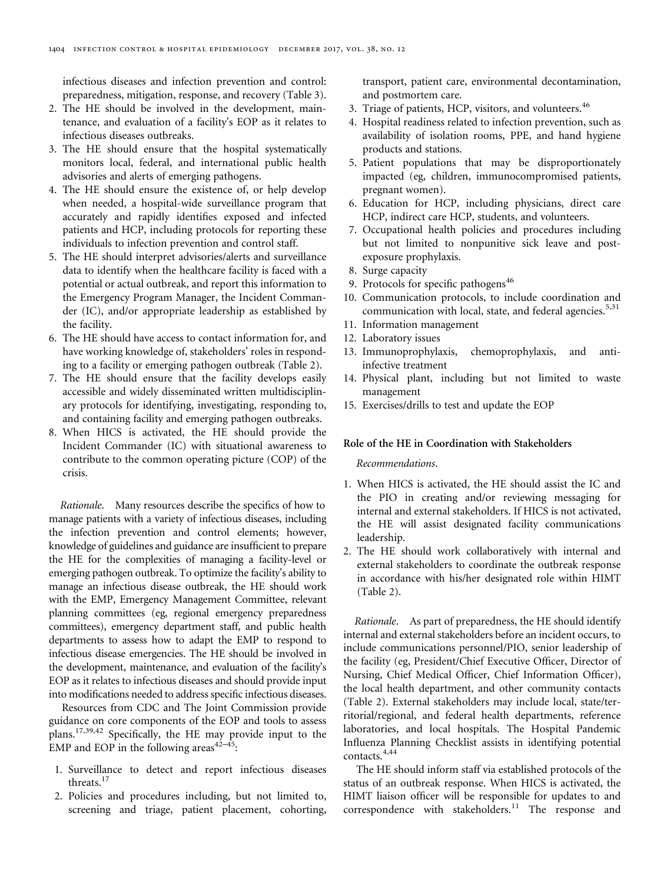infectious diseases and infection prevention and control: preparedness, mitigation, response, and recovery (Table 3).

2. The HE should be involved in the development, maintenance, and evaluation of a facility's EOP as it relates to infectious diseases outbreaks.
3. The HE should ensure that the hospital systematically monitors local, federal, and international public health advisories and alerts of emerging pathogens.
4. The HE should ensure the existence of, or help develop when needed, a hospital-wide surveillance program that accurately and rapidly identifies exposed and infected patients and HCP, including protocols for reporting these individuals to infection prevention and control staff.
5. The HE should interpret advisories/alerts and surveillance data to identify when the healthcare facility is faced with a potential or actual outbreak, and report this information to the Emergency Program Manager, the Incident Commander (IC), and/or appropriate leadership as established by the facility.
6. The HE should have access to contact information for, and have working knowledge of, stakeholders' roles in responding to a facility or emerging pathogen outbreak (Table 2).
7. The HE should ensure that the facility develops easily accessible and widely disseminated written multidisciplinary protocols for identifying, investigating, responding to, and containing facility and emerging pathogen outbreaks.
8. When HICS is activated, the HE should provide the Incident Commander (IC) with situational awareness to contribute to the common operating picture (COP) of the crisis.

*Rationale*. Many resources describe the specifics of how to manage patients with a variety of infectious diseases, including the infection prevention and control elements; however, knowledge of guidelines and guidance are insufficient to prepare the HE for the complexities of managing a facility-level or emerging pathogen outbreak. To optimize the facility's ability to manage an infectious disease outbreak, the HE should work with the EMP, Emergency Management Committee, relevant planning committees (eg, regional emergency preparedness committees), emergency department staff, and public health departments to assess how to adapt the EMP to respond to infectious disease emergencies. The HE should be involved in the development, maintenance, and evaluation of the facility's EOP as it relates to infectious diseases and should provide input into modifications needed to address specific infectious diseases.

Resources from CDC and The Joint Commission provide guidance on core components of the EOP and tools to assess plans.[17,39,42] Specifically, the HE may provide input to the EMP and EOP in the following areas[42–45]:

1. Surveillance to detect and report infectious diseases threats.[17]
2. Policies and procedures including, but not limited to, screening and triage, patient placement, cohorting, transport, patient care, environmental decontamination, and postmortem care.
3. Triage of patients, HCP, visitors, and volunteers.[46]
4. Hospital readiness related to infection prevention, such as availability of isolation rooms, PPE, and hand hygiene products and stations.
5. Patient populations that may be disproportionately impacted (eg, children, immunocompromised patients, pregnant women).
6. Education for HCP, including physicians, direct care HCP, indirect care HCP, students, and volunteers.
7. Occupational health policies and procedures including but not limited to nonpunitive sick leave and post-exposure prophylaxis.
8. Surge capacity
9. Protocols for specific pathogens[46]
10. Communication protocols, to include coordination and communication with local, state, and federal agencies.[5,31]
11. Information management
12. Laboratory issues
13. Immunoprophylaxis, chemoprophylaxis, and anti-infective treatment
14. Physical plant, including but not limited to waste management
15. Exercises/drills to test and update the EOP

### Role of the HE in Coordination with Stakeholders

*Recommendations*.

1. When HICS is activated, the HE should assist the IC and the PIO in creating and/or reviewing messaging for internal and external stakeholders. If HICS is not activated, the HE will assist designated facility communications leadership.
2. The HE should work collaboratively with internal and external stakeholders to coordinate the outbreak response in accordance with his/her designated role within HIMT (Table 2).

*Rationale*. As part of preparedness, the HE should identify internal and external stakeholders before an incident occurs, to include communications personnel/PIO, senior leadership of the facility (eg, President/Chief Executive Officer, Director of Nursing, Chief Medical Officer, Chief Information Officer), the local health department, and other community contacts (Table 2). External stakeholders may include local, state/territorial/regional, and federal health departments, reference laboratories, and local hospitals. The Hospital Pandemic Influenza Planning Checklist assists in identifying potential contacts.[4,44]

The HE should inform staff via established protocols of the status of an outbreak response. When HICS is activated, the HIMT liaison officer will be responsible for updates to and correspondence with stakeholders.[11] The response and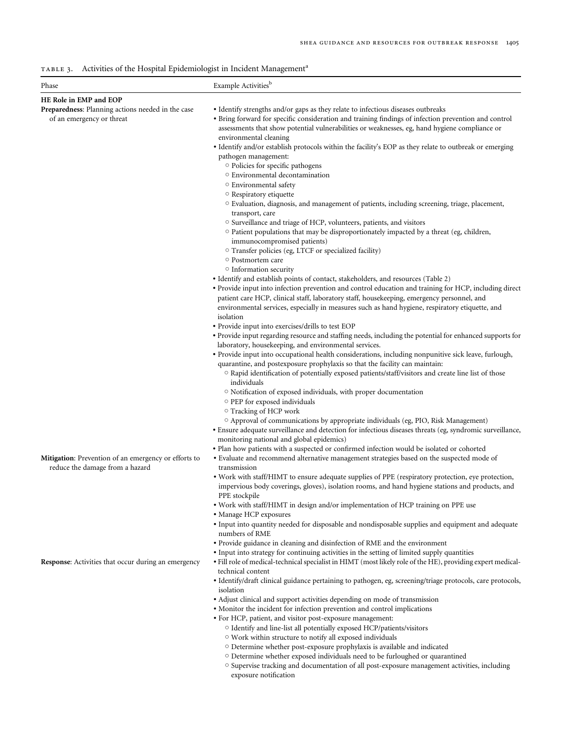TABLE 3. Activities of the Hospital Epidemiologist in Incident Management[a]

| Phase | Example Activities[b] |
|---|---|
| **HE Role in EMP and EOP** | |
| **Preparedness**: Planning actions needed in the case of an emergency or threat | • Identify strengths and/or gaps as they relate to infectious diseases outbreaks<br>• Bring forward for specific consideration and training findings of infection prevention and control assessments that show potential vulnerabilities or weaknesses, eg, hand hygiene compliance or environmental cleaning<br>• Identify and/or establish protocols within the facility's EOP as they relate to outbreak or emerging pathogen management:<br>○ Policies for specific pathogens<br>○ Environmental decontamination<br>○ Environmental safety<br>○ Respiratory etiquette<br>○ Evaluation, diagnosis, and management of patients, including screening, triage, placement, transport, care<br>○ Surveillance and triage of HCP, volunteers, patients, and visitors<br>○ Patient populations that may be disproportionately impacted by a threat (eg, children, immunocompromised patients)<br>○ Transfer policies (eg, LTCF or specialized facility)<br>○ Postmortem care<br>○ Information security<br>• Identify and establish points of contact, stakeholders, and resources (Table 2)<br>• Provide input into infection prevention and control education and training for HCP, including direct patient care HCP, clinical staff, laboratory staff, housekeeping, emergency personnel, and environmental services, especially in measures such as hand hygiene, respiratory etiquette, and isolation<br>• Provide input into exercises/drills to test EOP<br>• Provide input regarding resource and staffing needs, including the potential for enhanced supports for laboratory, housekeeping, and environmental services.<br>• Provide input into occupational health considerations, including nonpunitive sick leave, furlough, quarantine, and postexposure prophylaxis so that the facility can maintain:<br>○ Rapid identification of potentially exposed patients/staff/visitors and create line list of those individuals<br>○ Notification of exposed individuals, with proper documentation<br>○ PEP for exposed individuals<br>○ Tracking of HCP work<br>○ Approval of communications by appropriate individuals (eg, PIO, Risk Management)<br>• Ensure adequate surveillance and detection for infectious diseases threats (eg, syndromic surveillance, monitoring national and global epidemics)<br>• Plan how patients with a suspected or confirmed infection would be isolated or cohorted |
| **Mitigation**: Prevention of an emergency or efforts to reduce the damage from a hazard | • Evaluate and recommend alternative management strategies based on the suspected mode of transmission<br>• Work with staff/HIMT to ensure adequate supplies of PPE (respiratory protection, eye protection, impervious body coverings, gloves), isolation rooms, and hand hygiene stations and products, and PPE stockpile<br>• Work with staff/HIMT in design and/or implementation of HCP training on PPE use<br>• Manage HCP exposures<br>• Input into quantity needed for disposable and nondisposable supplies and equipment and adequate numbers of RME<br>• Provide guidance in cleaning and disinfection of RME and the environment<br>• Input into strategy for continuing activities in the setting of limited supply quantities |
| **Response**: Activities that occur during an emergency | • Fill role of medical-technical specialist in HIMT (most likely role of the HE), providing expert medical-technical content<br>• Identify/draft clinical guidance pertaining to pathogen, eg, screening/triage protocols, care protocols, isolation<br>• Adjust clinical and support activities depending on mode of transmission<br>• Monitor the incident for infection prevention and control implications<br>• For HCP, patient, and visitor post-exposure management:<br>○ Identify and line-list all potentially exposed HCP/patients/visitors<br>○ Work within structure to notify all exposed individuals<br>○ Determine whether post-exposure prophylaxis is available and indicated<br>○ Determine whether exposed individuals need to be furloughed or quarantined<br>○ Supervise tracking and documentation of all post-exposure management activities, including exposure notification |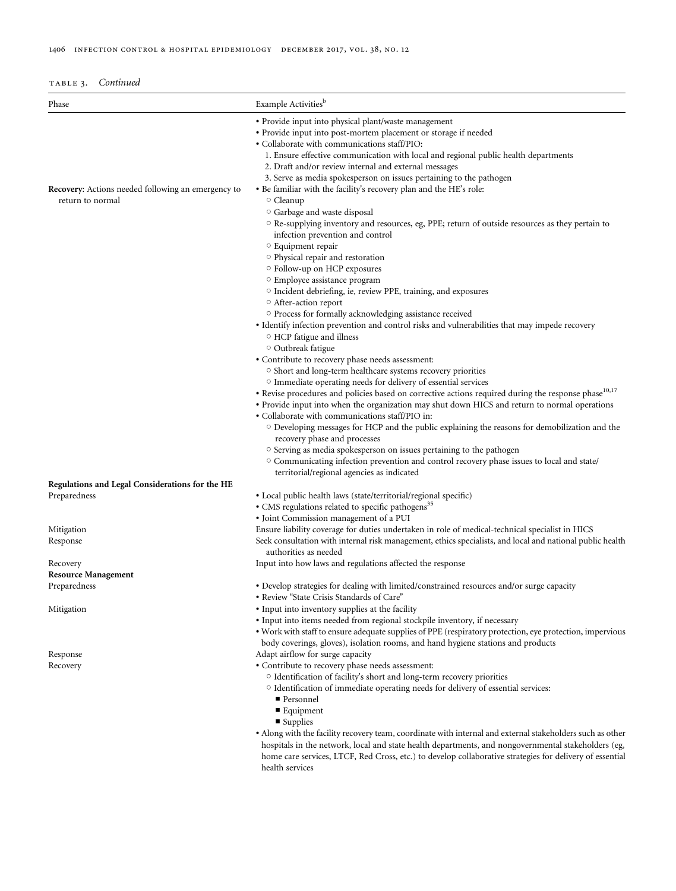TABLE 3. *Continued*

| Phase | Example Activities[b] |
|---|---|
| | • Provide input into physical plant/waste management<br>• Provide input into post-mortem placement or storage if needed<br>• Collaborate with communications staff/PIO:<br>1. Ensure effective communication with local and regional public health departments<br>2. Draft and/or review internal and external messages<br>3. Serve as media spokesperson on issues pertaining to the pathogen |
| **Recovery**: Actions needed following an emergency to return to normal | • Be familiar with the facility's recovery plan and the HE's role:<br>○ Cleanup<br>○ Garbage and waste disposal<br>○ Re-supplying inventory and resources, eg, PPE; return of outside resources as they pertain to infection prevention and control<br>○ Equipment repair<br>○ Physical repair and restoration<br>○ Follow-up on HCP exposures<br>○ Employee assistance program<br>○ Incident debriefing, ie, review PPE, training, and exposures<br>○ After-action report<br>○ Process for formally acknowledging assistance received<br>• Identify infection prevention and control risks and vulnerabilities that may impede recovery<br>○ HCP fatigue and illness<br>○ Outbreak fatigue<br>• Contribute to recovery phase needs assessment:<br>○ Short and long-term healthcare systems recovery priorities<br>○ Immediate operating needs for delivery of essential services<br>• Revise procedures and policies based on corrective actions required during the response phase[10,17]<br>• Provide input into when the organization may shut down HICS and return to normal operations<br>• Collaborate with communications staff/PIO in:<br>○ Developing messages for HCP and the public explaining the reasons for demobilization and the recovery phase and processes<br>○ Serving as media spokesperson on issues pertaining to the pathogen<br>○ Communicating infection prevention and control recovery phase issues to local and state/territorial/regional agencies as indicated |
| **Regulations and Legal Considerations for the HE** | |
| Preparedness | • Local public health laws (state/territorial/regional specific)<br>• CMS regulations related to specific pathogens[35]<br>• Joint Commission management of a PUI |
| Mitigation | Ensure liability coverage for duties undertaken in role of medical-technical specialist in HICS |
| Response | Seek consultation with internal risk management, ethics specialists, and local and national public health authorities as needed |
| Recovery | Input into how laws and regulations affected the response |
| **Resource Management** | |
| Preparedness | • Develop strategies for dealing with limited/constrained resources and/or surge capacity<br>• Review "State Crisis Standards of Care" |
| Mitigation | • Input into inventory supplies at the facility<br>• Input into items needed from regional stockpile inventory, if necessary<br>• Work with staff to ensure adequate supplies of PPE (respiratory protection, eye protection, impervious body coverings, gloves), isolation rooms, and hand hygiene stations and products |
| Response | Adapt airflow for surge capacity |
| Recovery | • Contribute to recovery phase needs assessment:<br>○ Identification of facility's short and long-term recovery priorities<br>○ Identification of immediate operating needs for delivery of essential services:<br>■ Personnel<br>■ Equipment<br>■ Supplies<br>• Along with the facility recovery team, coordinate with internal and external stakeholders such as other hospitals in the network, local and state health departments, and nongovernmental stakeholders (eg, home care services, LTCF, Red Cross, etc.) to develop collaborative strategies for delivery of essential health services |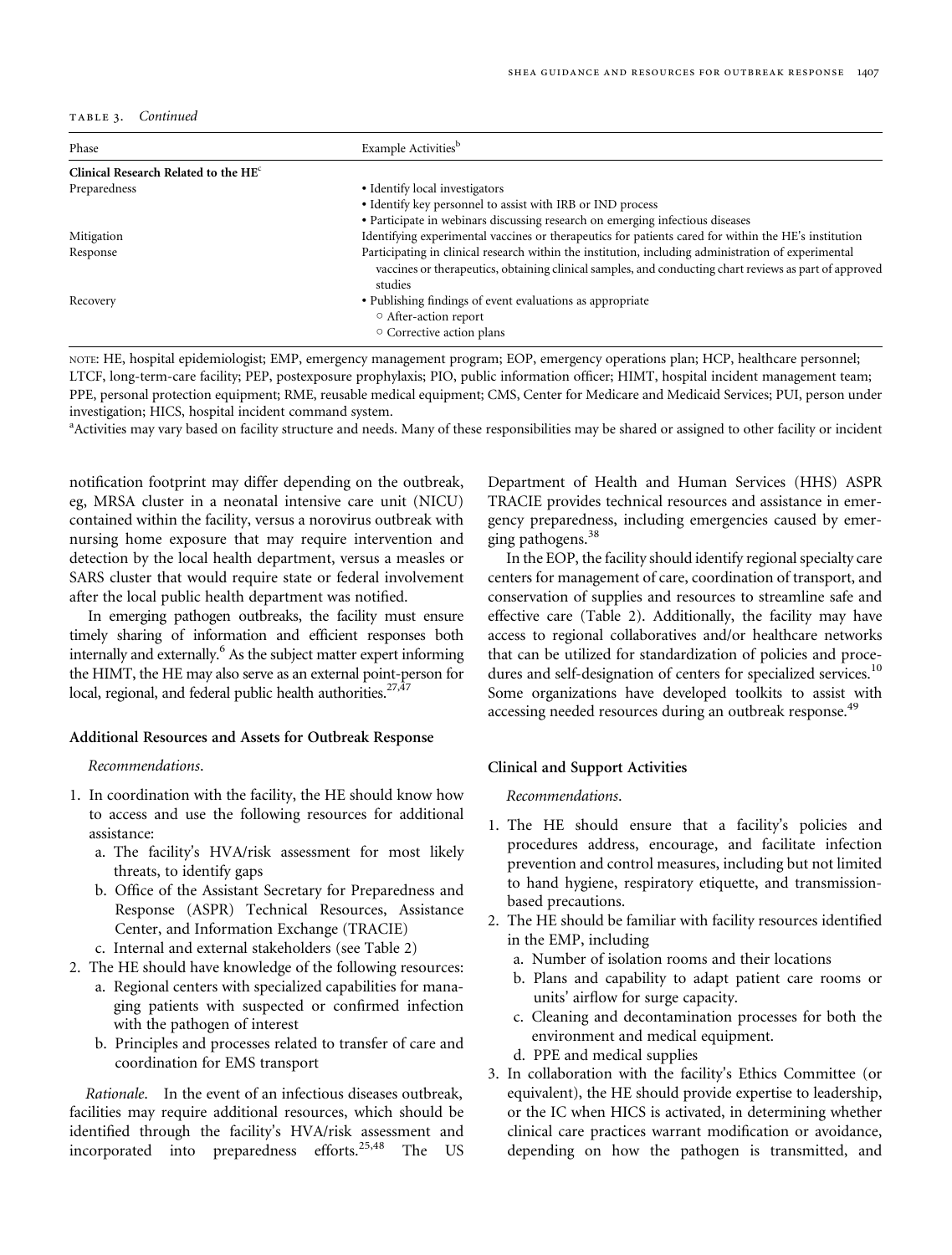TABLE 3. *Continued*

| Phase | Example Activities[b] |
| --- | --- |
| **Clinical Research Related to the HE[c]** | |
| Preparedness | • Identify local investigators<br>• Identify key personnel to assist with IRB or IND process<br>• Participate in webinars discussing research on emerging infectious diseases |
| Mitigation | Identifying experimental vaccines or therapeutics for patients cared for within the HE's institution |
| Response | Participating in clinical research within the institution, including administration of experimental vaccines or therapeutics, obtaining clinical samples, and conducting chart reviews as part of approved studies |
| Recovery | • Publishing findings of event evaluations as appropriate<br>  ○ After-action report<br>  ○ Corrective action plans |

NOTE: HE, hospital epidemiologist; EMP, emergency management program; EOP, emergency operations plan; HCP, healthcare personnel; LTCF, long-term-care facility; PEP, postexposure prophylaxis; PIO, public information officer; HIMT, hospital incident management team; PPE, personal protection equipment; RME, reusable medical equipment; CMS, Center for Medicare and Medicaid Services; PUI, person under investigation; HICS, hospital incident command system.

[a]Activities may vary based on facility structure and needs. Many of these responsibilities may be shared or assigned to other facility or incident

notification footprint may differ depending on the outbreak, eg, MRSA cluster in a neonatal intensive care unit (NICU) contained within the facility, versus a norovirus outbreak with nursing home exposure that may require intervention and detection by the local health department, versus a measles or SARS cluster that would require state or federal involvement after the local public health department was notified.

In emerging pathogen outbreaks, the facility must ensure timely sharing of information and efficient responses both internally and externally.[6] As the subject matter expert informing the HIMT, the HE may also serve as an external point-person for local, regional, and federal public health authorities.[27,47]

### Additional Resources and Assets for Outbreak Response

*Recommendations.*

1. In coordination with the facility, the HE should know how to access and use the following resources for additional assistance:
   a. The facility's HVA/risk assessment for most likely threats, to identify gaps
   b. Office of the Assistant Secretary for Preparedness and Response (ASPR) Technical Resources, Assistance Center, and Information Exchange (TRACIE)
   c. Internal and external stakeholders (see Table 2)
2. The HE should have knowledge of the following resources:
   a. Regional centers with specialized capabilities for managing patients with suspected or confirmed infection with the pathogen of interest
   b. Principles and processes related to transfer of care and coordination for EMS transport

*Rationale.* In the event of an infectious diseases outbreak, facilities may require additional resources, which should be identified through the facility's HVA/risk assessment and incorporated into preparedness efforts.[25,48] The US Department of Health and Human Services (HHS) ASPR TRACIE provides technical resources and assistance in emergency preparedness, including emergencies caused by emerging pathogens.[38]

In the EOP, the facility should identify regional specialty care centers for management of care, coordination of transport, and conservation of supplies and resources to streamline safe and effective care (Table 2). Additionally, the facility may have access to regional collaboratives and/or healthcare networks that can be utilized for standardization of policies and procedures and self-designation of centers for specialized services.[10] Some organizations have developed toolkits to assist with accessing needed resources during an outbreak response.[49]

### Clinical and Support Activities

*Recommendations.*

1. The HE should ensure that a facility's policies and procedures address, encourage, and facilitate infection prevention and control measures, including but not limited to hand hygiene, respiratory etiquette, and transmission-based precautions.
2. The HE should be familiar with facility resources identified in the EMP, including
   a. Number of isolation rooms and their locations
   b. Plans and capability to adapt patient care rooms or units' airflow for surge capacity.
   c. Cleaning and decontamination processes for both the environment and medical equipment.
   d. PPE and medical supplies
3. In collaboration with the facility's Ethics Committee (or equivalent), the HE should provide expertise to leadership, or the IC when HICS is activated, in determining whether clinical care practices warrant modification or avoidance, depending on how the pathogen is transmitted, and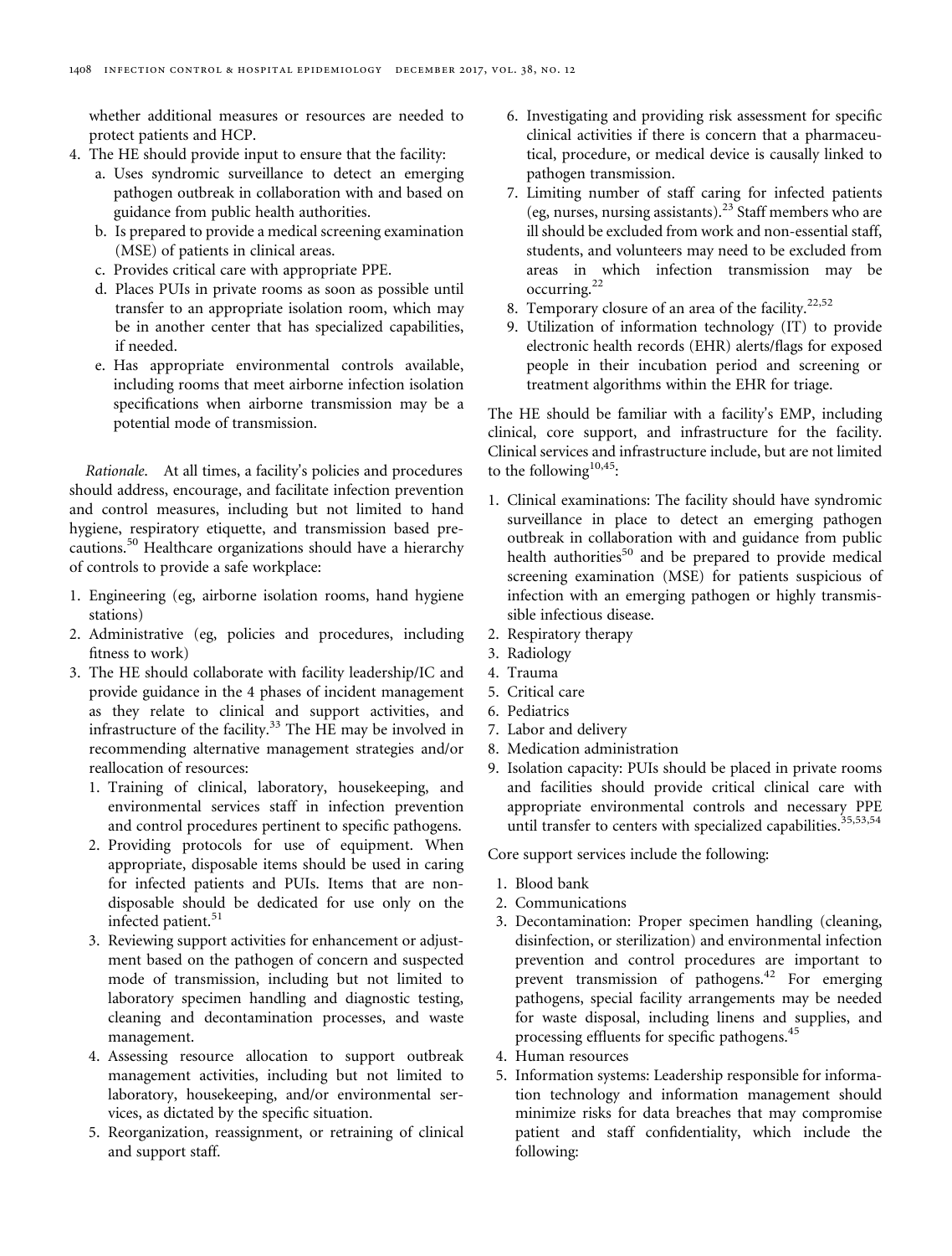whether additional measures or resources are needed to protect patients and HCP.

4. The HE should provide input to ensure that the facility:
   a. Uses syndromic surveillance to detect an emerging pathogen outbreak in collaboration with and based on guidance from public health authorities.
   b. Is prepared to provide a medical screening examination (MSE) of patients in clinical areas.
   c. Provides critical care with appropriate PPE.
   d. Places PUIs in private rooms as soon as possible until transfer to an appropriate isolation room, which may be in another center that has specialized capabilities, if needed.
   e. Has appropriate environmental controls available, including rooms that meet airborne infection isolation specifications when airborne transmission may be a potential mode of transmission.

*Rationale.* At all times, a facility's policies and procedures should address, encourage, and facilitate infection prevention and control measures, including but not limited to hand hygiene, respiratory etiquette, and transmission based precautions.[50] Healthcare organizations should have a hierarchy of controls to provide a safe workplace:

1. Engineering (eg, airborne isolation rooms, hand hygiene stations)
2. Administrative (eg, policies and procedures, including fitness to work)
3. The HE should collaborate with facility leadership/IC and provide guidance in the 4 phases of incident management as they relate to clinical and support activities, and infrastructure of the facility.[33] The HE may be involved in recommending alternative management strategies and/or reallocation of resources:
   1. Training of clinical, laboratory, housekeeping, and environmental services staff in infection prevention and control procedures pertinent to specific pathogens.
   2. Providing protocols for use of equipment. When appropriate, disposable items should be used in caring for infected patients and PUIs. Items that are non-disposable should be dedicated for use only on the infected patient.[51]
   3. Reviewing support activities for enhancement or adjustment based on the pathogen of concern and suspected mode of transmission, including but not limited to laboratory specimen handling and diagnostic testing, cleaning and decontamination processes, and waste management.
   4. Assessing resource allocation to support outbreak management activities, including but not limited to laboratory, housekeeping, and/or environmental services, as dictated by the specific situation.
   5. Reorganization, reassignment, or retraining of clinical and support staff.
   6. Investigating and providing risk assessment for specific clinical activities if there is concern that a pharmaceutical, procedure, or medical device is causally linked to pathogen transmission.
   7. Limiting number of staff caring for infected patients (eg, nurses, nursing assistants).[23] Staff members who are ill should be excluded from work and non-essential staff, students, and volunteers may need to be excluded from areas in which infection transmission may be occurring.[22]
   8. Temporary closure of an area of the facility.[22,52]
   9. Utilization of information technology (IT) to provide electronic health records (EHR) alerts/flags for exposed people in their incubation period and screening or treatment algorithms within the EHR for triage.

The HE should be familiar with a facility's EMP, including clinical, core support, and infrastructure for the facility. Clinical services and infrastructure include, but are not limited to the following[10,45]:

1. Clinical examinations: The facility should have syndromic surveillance in place to detect an emerging pathogen outbreak in collaboration with and guidance from public health authorities[50] and be prepared to provide medical screening examination (MSE) for patients suspicious of infection with an emerging pathogen or highly transmissible infectious disease.
2. Respiratory therapy
3. Radiology
4. Trauma
5. Critical care
6. Pediatrics
7. Labor and delivery
8. Medication administration
9. Isolation capacity: PUIs should be placed in private rooms and facilities should provide critical clinical care with appropriate environmental controls and necessary PPE until transfer to centers with specialized capabilities.[35,53,54]

Core support services include the following:

1. Blood bank
2. Communications
3. Decontamination: Proper specimen handling (cleaning, disinfection, or sterilization) and environmental infection prevention and control procedures are important to prevent transmission of pathogens.[42] For emerging pathogens, special facility arrangements may be needed for waste disposal, including linens and supplies, and processing effluents for specific pathogens.[45]
4. Human resources
5. Information systems: Leadership responsible for information technology and information management should minimize risks for data breaches that may compromise patient and staff confidentiality, which include the following: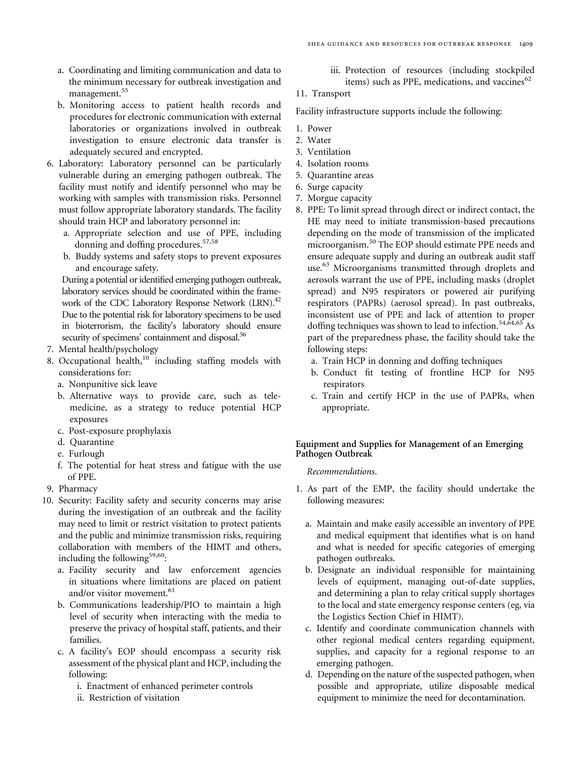a. Coordinating and limiting communication and data to the minimum necessary for outbreak investigation and management.[55]

b. Monitoring access to patient health records and procedures for electronic communication with external laboratories or organizations involved in outbreak investigation to ensure electronic data transfer is adequately secured and encrypted.

6. Laboratory: Laboratory personnel can be particularly vulnerable during an emerging pathogen outbreak. The facility must notify and identify personnel who may be working with samples with transmission risks. Personnel must follow appropriate laboratory standards. The facility should train HCP and laboratory personnel in:
   a. Appropriate selection and use of PPE, including donning and doffing procedures.[57,58]
   b. Buddy systems and safety stops to prevent exposures and encourage safety.

   During a potential or identified emerging pathogen outbreak, laboratory services should be coordinated within the framework of the CDC Laboratory Response Network (LRN).[42] Due to the potential risk for laboratory specimens to be used in bioterrorism, the facility's laboratory should ensure security of specimens' containment and disposal.[56]
7. Mental health/psychology
8. Occupational health,[10] including staffing models with considerations for:
   a. Nonpunitive sick leave
   b. Alternative ways to provide care, such as telemedicine, as a strategy to reduce potential HCP exposures
   c. Post-exposure prophylaxis
   d. Quarantine
   e. Furlough
   f. The potential for heat stress and fatigue with the use of PPE.
9. Pharmacy
10. Security: Facility safety and security concerns may arise during the investigation of an outbreak and the facility may need to limit or restrict visitation to protect patients and the public and minimize transmission risks, requiring collaboration with members of the HIMT and others, including the following[59,60]:
    a. Facility security and law enforcement agencies in situations where limitations are placed on patient and/or visitor movement.[61]
    b. Communications leadership/PIO to maintain a high level of security when interacting with the media to preserve the privacy of hospital staff, patients, and their families.
    c. A facility's EOP should encompass a security risk assessment of the physical plant and HCP, including the following:
       i. Enactment of enhanced perimeter controls
       ii. Restriction of visitation
       iii. Protection of resources (including stockpiled items) such as PPE, medications, and vaccines[62]
11. Transport

Facility infrastructure supports include the following:

1. Power
2. Water
3. Ventilation
4. Isolation rooms
5. Quarantine areas
6. Surge capacity
7. Morgue capacity
8. PPE: To limit spread through direct or indirect contact, the HE may need to initiate transmission-based precautions depending on the mode of transmission of the implicated microorganism.[50] The EOP should estimate PPE needs and ensure adequate supply and during an outbreak audit staff use.[63] Microorganisms transmitted through droplets and aerosols warrant the use of PPE, including masks (droplet spread) and N95 respirators or powered air purifying respirators (PAPRs) (aerosol spread). In past outbreaks, inconsistent use of PPE and lack of attention to proper doffing techniques was shown to lead to infection.[54,64,65] As part of the preparedness phase, the facility should take the following steps:
   a. Train HCP in donning and doffing techniques
   b. Conduct fit testing of frontline HCP for N95 respirators
   c. Train and certify HCP in the use of PAPRs, when appropriate.

#### Equipment and Supplies for Management of an Emerging Pathogen Outbreak

*Recommendations.*

1. As part of the EMP, the facility should undertake the following measures:
   a. Maintain and make easily accessible an inventory of PPE and medical equipment that identifies what is on hand and what is needed for specific categories of emerging pathogen outbreaks.
   b. Designate an individual responsible for maintaining levels of equipment, managing out-of-date supplies, and determining a plan to relay critical supply shortages to the local and state emergency response centers (eg, via the Logistics Section Chief in HIMT).
   c. Identify and coordinate communication channels with other regional medical centers regarding equipment, supplies, and capacity for a regional response to an emerging pathogen.
   d. Depending on the nature of the suspected pathogen, when possible and appropriate, utilize disposable medical equipment to minimize the need for decontamination.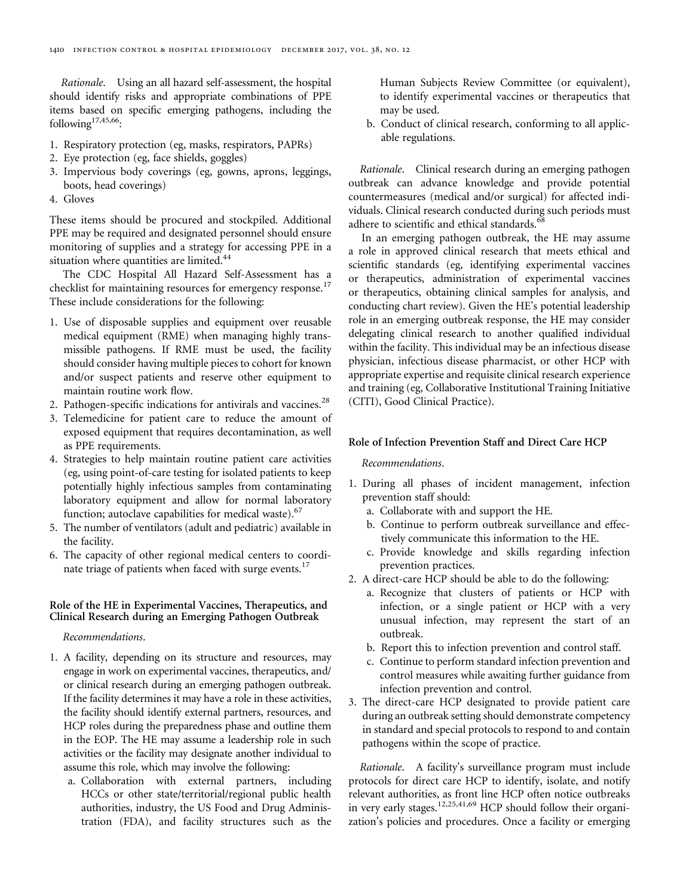*Rationale*. Using an all hazard self-assessment, the hospital should identify risks and appropriate combinations of PPE items based on specific emerging pathogens, including the following[17,45,66]:

1. Respiratory protection (eg, masks, respirators, PAPRs)
2. Eye protection (eg, face shields, goggles)
3. Impervious body coverings (eg, gowns, aprons, leggings, boots, head coverings)
4. Gloves

These items should be procured and stockpiled. Additional PPE may be required and designated personnel should ensure monitoring of supplies and a strategy for accessing PPE in a situation where quantities are limited.[44]

The CDC Hospital All Hazard Self-Assessment has a checklist for maintaining resources for emergency response.[17] These include considerations for the following:

1. Use of disposable supplies and equipment over reusable medical equipment (RME) when managing highly transmissible pathogens. If RME must be used, the facility should consider having multiple pieces to cohort for known and/or suspect patients and reserve other equipment to maintain routine work flow.
2. Pathogen-specific indications for antivirals and vaccines.[28]
3. Telemedicine for patient care to reduce the amount of exposed equipment that requires decontamination, as well as PPE requirements.
4. Strategies to help maintain routine patient care activities (eg, using point-of-care testing for isolated patients to keep potentially highly infectious samples from contaminating laboratory equipment and allow for normal laboratory function; autoclave capabilities for medical waste).[67]
5. The number of ventilators (adult and pediatric) available in the facility.
6. The capacity of other regional medical centers to coordinate triage of patients when faced with surge events.[17]

### Role of the HE in Experimental Vaccines, Therapeutics, and Clinical Research during an Emerging Pathogen Outbreak

*Recommendations*.

1. A facility, depending on its structure and resources, may engage in work on experimental vaccines, therapeutics, and/or clinical research during an emerging pathogen outbreak. If the facility determines it may have a role in these activities, the facility should identify external partners, resources, and HCP roles during the preparedness phase and outline them in the EOP. The HE may assume a leadership role in such activities or the facility may designate another individual to assume this role, which may involve the following:
   a. Collaboration with external partners, including HCCs or other state/territorial/regional public health authorities, industry, the US Food and Drug Administration (FDA), and facility structures such as the Human Subjects Review Committee (or equivalent), to identify experimental vaccines or therapeutics that may be used.
   b. Conduct of clinical research, conforming to all applicable regulations.

*Rationale*. Clinical research during an emerging pathogen outbreak can advance knowledge and provide potential countermeasures (medical and/or surgical) for affected individuals. Clinical research conducted during such periods must adhere to scientific and ethical standards.[68]

In an emerging pathogen outbreak, the HE may assume a role in approved clinical research that meets ethical and scientific standards (eg, identifying experimental vaccines or therapeutics, administration of experimental vaccines or therapeutics, obtaining clinical samples for analysis, and conducting chart review). Given the HE's potential leadership role in an emerging outbreak response, the HE may consider delegating clinical research to another qualified individual within the facility. This individual may be an infectious disease physician, infectious disease pharmacist, or other HCP with appropriate expertise and requisite clinical research experience and training (eg, Collaborative Institutional Training Initiative (CITI), Good Clinical Practice).

### Role of Infection Prevention Staff and Direct Care HCP

*Recommendations*.

1. During all phases of incident management, infection prevention staff should:
   a. Collaborate with and support the HE.
   b. Continue to perform outbreak surveillance and effectively communicate this information to the HE.
   c. Provide knowledge and skills regarding infection prevention practices.
2. A direct-care HCP should be able to do the following:
   a. Recognize that clusters of patients or HCP with infection, or a single patient or HCP with a very unusual infection, may represent the start of an outbreak.
   b. Report this to infection prevention and control staff.
   c. Continue to perform standard infection prevention and control measures while awaiting further guidance from infection prevention and control.
3. The direct-care HCP designated to provide patient care during an outbreak setting should demonstrate competency in standard and special protocols to respond to and contain pathogens within the scope of practice.

*Rationale*. A facility's surveillance program must include protocols for direct care HCP to identify, isolate, and notify relevant authorities, as front line HCP often notice outbreaks in very early stages.[12,25,41,69] HCP should follow their organization's policies and procedures. Once a facility or emerging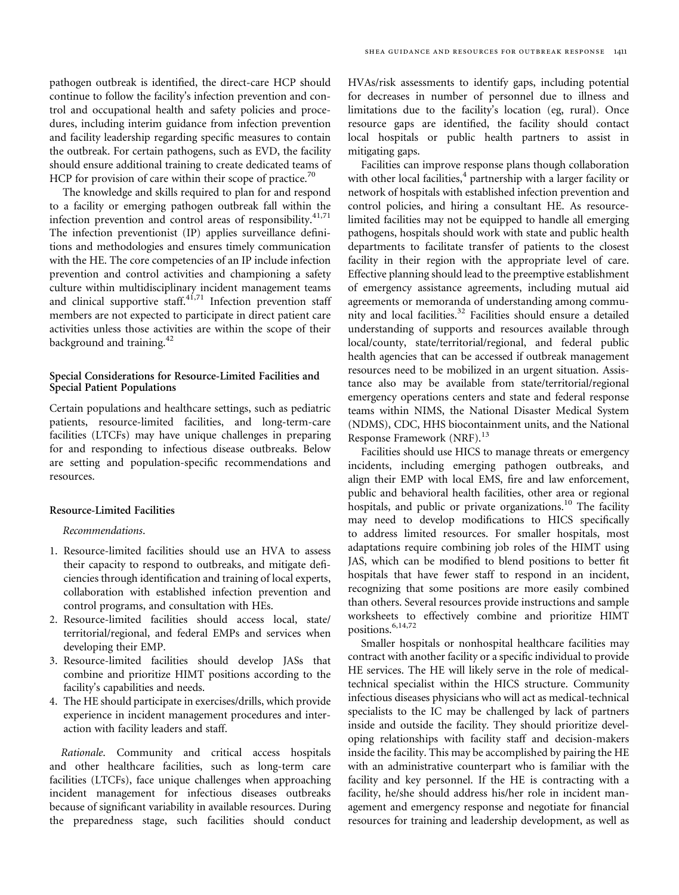pathogen outbreak is identified, the direct-care HCP should continue to follow the facility's infection prevention and control and occupational health and safety policies and procedures, including interim guidance from infection prevention and facility leadership regarding specific measures to contain the outbreak. For certain pathogens, such as EVD, the facility should ensure additional training to create dedicated teams of HCP for provision of care within their scope of practice.[70]

The knowledge and skills required to plan for and respond to a facility or emerging pathogen outbreak fall within the infection prevention and control areas of responsibility.[41,71] The infection preventionist (IP) applies surveillance definitions and methodologies and ensures timely communication with the HE. The core competencies of an IP include infection prevention and control activities and championing a safety culture within multidisciplinary incident management teams and clinical supportive staff.[41,71] Infection prevention staff members are not expected to participate in direct patient care activities unless those activities are within the scope of their background and training.[42]

### Special Considerations for Resource-Limited Facilities and Special Patient Populations

Certain populations and healthcare settings, such as pediatric patients, resource-limited facilities, and long-term-care facilities (LTCFs) may have unique challenges in preparing for and responding to infectious disease outbreaks. Below are setting and population-specific recommendations and resources.

#### Resource-Limited Facilities

*Recommendations.*

1. Resource-limited facilities should use an HVA to assess their capacity to respond to outbreaks, and mitigate deficiencies through identification and training of local experts, collaboration with established infection prevention and control programs, and consultation with HEs.
2. Resource-limited facilities should access local, state/territorial/regional, and federal EMPs and services when developing their EMP.
3. Resource-limited facilities should develop JASs that combine and prioritize HIMT positions according to the facility's capabilities and needs.
4. The HE should participate in exercises/drills, which provide experience in incident management procedures and interaction with facility leaders and staff.

*Rationale.* Community and critical access hospitals and other healthcare facilities, such as long-term care facilities (LTCFs), face unique challenges when approaching incident management for infectious diseases outbreaks because of significant variability in available resources. During the preparedness stage, such facilities should conduct HVAs/risk assessments to identify gaps, including potential for decreases in number of personnel due to illness and limitations due to the facility's location (eg, rural). Once resource gaps are identified, the facility should contact local hospitals or public health partners to assist in mitigating gaps.

Facilities can improve response plans though collaboration with other local facilities,[4] partnership with a larger facility or network of hospitals with established infection prevention and control policies, and hiring a consultant HE. As resource-limited facilities may not be equipped to handle all emerging pathogens, hospitals should work with state and public health departments to facilitate transfer of patients to the closest facility in their region with the appropriate level of care. Effective planning should lead to the preemptive establishment of emergency assistance agreements, including mutual aid agreements or memoranda of understanding among community and local facilities.[32] Facilities should ensure a detailed understanding of supports and resources available through local/county, state/territorial/regional, and federal public health agencies that can be accessed if outbreak management resources need to be mobilized in an urgent situation. Assistance also may be available from state/territorial/regional emergency operations centers and state and federal response teams within NIMS, the National Disaster Medical System (NDMS), CDC, HHS biocontainment units, and the National Response Framework (NRF).[13]

Facilities should use HICS to manage threats or emergency incidents, including emerging pathogen outbreaks, and align their EMP with local EMS, fire and law enforcement, public and behavioral health facilities, other area or regional hospitals, and public or private organizations.[10] The facility may need to develop modifications to HICS specifically to address limited resources. For smaller hospitals, most adaptations require combining job roles of the HIMT using JAS, which can be modified to blend positions to better fit hospitals that have fewer staff to respond in an incident, recognizing that some positions are more easily combined than others. Several resources provide instructions and sample worksheets to effectively combine and prioritize HIMT positions.[6,14,72]

Smaller hospitals or nonhospital healthcare facilities may contract with another facility or a specific individual to provide HE services. The HE will likely serve in the role of medical-technical specialist within the HICS structure. Community infectious diseases physicians who will act as medical-technical specialists to the IC may be challenged by lack of partners inside and outside the facility. They should prioritize developing relationships with facility staff and decision-makers inside the facility. This may be accomplished by pairing the HE with an administrative counterpart who is familiar with the facility and key personnel. If the HE is contracting with a facility, he/she should address his/her role in incident management and emergency response and negotiate for financial resources for training and leadership development, as well as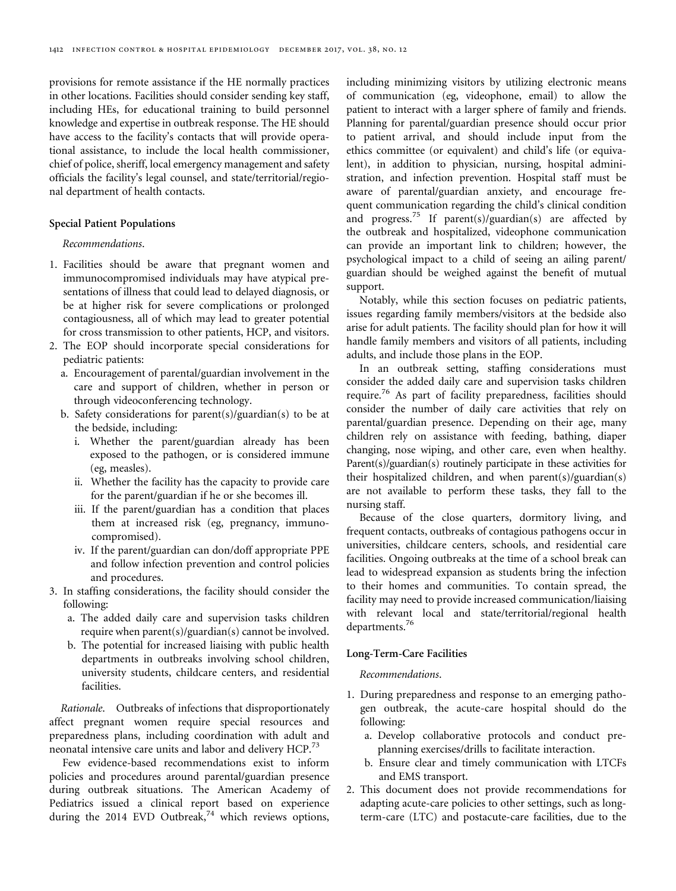provisions for remote assistance if the HE normally practices in other locations. Facilities should consider sending key staff, including HEs, for educational training to build personnel knowledge and expertise in outbreak response. The HE should have access to the facility's contacts that will provide operational assistance, to include the local health commissioner, chief of police, sheriff, local emergency management and safety officials the facility's legal counsel, and state/territorial/regional department of health contacts.

### Special Patient Populations

*Recommendations.*

1. Facilities should be aware that pregnant women and immunocompromised individuals may have atypical presentations of illness that could lead to delayed diagnosis, or be at higher risk for severe complications or prolonged contagiousness, all of which may lead to greater potential for cross transmission to other patients, HCP, and visitors.
2. The EOP should incorporate special considerations for pediatric patients:
   a. Encouragement of parental/guardian involvement in the care and support of children, whether in person or through videoconferencing technology.
   b. Safety considerations for parent(s)/guardian(s) to be at the bedside, including:
      i. Whether the parent/guardian already has been exposed to the pathogen, or is considered immune (eg, measles).
      ii. Whether the facility has the capacity to provide care for the parent/guardian if he or she becomes ill.
      iii. If the parent/guardian has a condition that places them at increased risk (eg, pregnancy, immunocompromised).
      iv. If the parent/guardian can don/doff appropriate PPE and follow infection prevention and control policies and procedures.
3. In staffing considerations, the facility should consider the following:
   a. The added daily care and supervision tasks children require when parent(s)/guardian(s) cannot be involved.
   b. The potential for increased liaising with public health departments in outbreaks involving school children, university students, childcare centers, and residential facilities.

*Rationale.* Outbreaks of infections that disproportionately affect pregnant women require special resources and preparedness plans, including coordination with adult and neonatal intensive care units and labor and delivery HCP.[73]

Few evidence-based recommendations exist to inform policies and procedures around parental/guardian presence during outbreak situations. The American Academy of Pediatrics issued a clinical report based on experience during the 2014 EVD Outbreak,[74] which reviews options, including minimizing visitors by utilizing electronic means of communication (eg, videophone, email) to allow the patient to interact with a larger sphere of family and friends. Planning for parental/guardian presence should occur prior to patient arrival, and should include input from the ethics committee (or equivalent) and child's life (or equivalent), in addition to physician, nursing, hospital administration, and infection prevention. Hospital staff must be aware of parental/guardian anxiety, and encourage frequent communication regarding the child's clinical condition and progress.[75] If parent(s)/guardian(s) are affected by the outbreak and hospitalized, videophone communication can provide an important link to children; however, the psychological impact to a child of seeing an ailing parent/guardian should be weighed against the benefit of mutual support.

Notably, while this section focuses on pediatric patients, issues regarding family members/visitors at the bedside also arise for adult patients. The facility should plan for how it will handle family members and visitors of all patients, including adults, and include those plans in the EOP.

In an outbreak setting, staffing considerations must consider the added daily care and supervision tasks children require.[76] As part of facility preparedness, facilities should consider the number of daily care activities that rely on parental/guardian presence. Depending on their age, many children rely on assistance with feeding, bathing, diaper changing, nose wiping, and other care, even when healthy. Parent(s)/guardian(s) routinely participate in these activities for their hospitalized children, and when parent(s)/guardian(s) are not available to perform these tasks, they fall to the nursing staff.

Because of the close quarters, dormitory living, and frequent contacts, outbreaks of contagious pathogens occur in universities, childcare centers, schools, and residential care facilities. Ongoing outbreaks at the time of a school break can lead to widespread expansion as students bring the infection to their homes and communities. To contain spread, the facility may need to provide increased communication/liaising with relevant local and state/territorial/regional health departments.[76]

### Long-Term-Care Facilities

*Recommendations.*

1. During preparedness and response to an emerging pathogen outbreak, the acute-care hospital should do the following:
   a. Develop collaborative protocols and conduct preplanning exercises/drills to facilitate interaction.
   b. Ensure clear and timely communication with LTCFs and EMS transport.
2. This document does not provide recommendations for adapting acute-care policies to other settings, such as long-term-care (LTC) and postacute-care facilities, due to the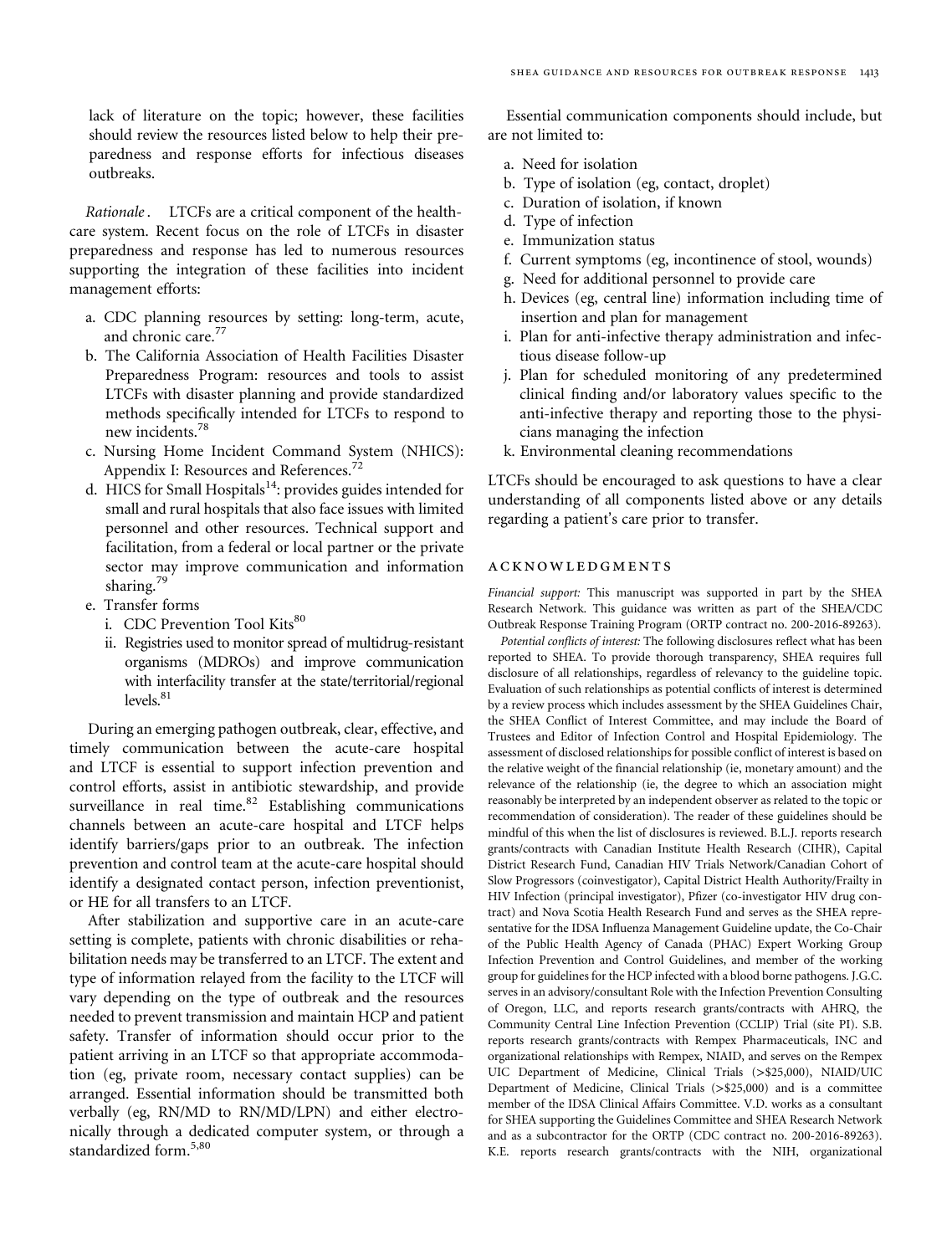lack of literature on the topic; however, these facilities should review the resources listed below to help their preparedness and response efforts for infectious diseases outbreaks.

*Rationale*. LTCFs are a critical component of the healthcare system. Recent focus on the role of LTCFs in disaster preparedness and response has led to numerous resources supporting the integration of these facilities into incident management efforts:

a. CDC planning resources by setting: long-term, acute, and chronic care.[77]
b. The California Association of Health Facilities Disaster Preparedness Program: resources and tools to assist LTCFs with disaster planning and provide standardized methods specifically intended for LTCFs to respond to new incidents.[78]
c. Nursing Home Incident Command System (NHICS): Appendix I: Resources and References.[72]
d. HICS for Small Hospitals[14]: provides guides intended for small and rural hospitals that also face issues with limited personnel and other resources. Technical support and facilitation, from a federal or local partner or the private sector may improve communication and information sharing.[79]
e. Transfer forms
   i. CDC Prevention Tool Kits[80]
   ii. Registries used to monitor spread of multidrug-resistant organisms (MDROs) and improve communication with interfacility transfer at the state/territorial/regional levels.[81]

During an emerging pathogen outbreak, clear, effective, and timely communication between the acute-care hospital and LTCF is essential to support infection prevention and control efforts, assist in antibiotic stewardship, and provide surveillance in real time.[82] Establishing communications channels between an acute-care hospital and LTCF helps identify barriers/gaps prior to an outbreak. The infection prevention and control team at the acute-care hospital should identify a designated contact person, infection preventionist, or HE for all transfers to an LTCF.

After stabilization and supportive care in an acute-care setting is complete, patients with chronic disabilities or rehabilitation needs may be transferred to an LTCF. The extent and type of information relayed from the facility to the LTCF will vary depending on the type of outbreak and the resources needed to prevent transmission and maintain HCP and patient safety. Transfer of information should occur prior to the patient arriving in an LTCF so that appropriate accommodation (eg, private room, necessary contact supplies) can be arranged. Essential information should be transmitted both verbally (eg, RN/MD to RN/MD/LPN) and either electronically through a dedicated computer system, or through a standardized form.[5,80]

Essential communication components should include, but are not limited to:

a. Need for isolation
b. Type of isolation (eg, contact, droplet)
c. Duration of isolation, if known
d. Type of infection
e. Immunization status
f. Current symptoms (eg, incontinence of stool, wounds)
g. Need for additional personnel to provide care
h. Devices (eg, central line) information including time of insertion and plan for management
i. Plan for anti-infective therapy administration and infectious disease follow-up
j. Plan for scheduled monitoring of any predetermined clinical finding and/or laboratory values specific to the anti-infective therapy and reporting those to the physicians managing the infection
k. Environmental cleaning recommendations

LTCFs should be encouraged to ask questions to have a clear understanding of all components listed above or any details regarding a patient's care prior to transfer.

## ACKNOWLEDGMENTS

*Financial support:* This manuscript was supported in part by the SHEA Research Network. This guidance was written as part of the SHEA/CDC Outbreak Response Training Program (ORTP contract no. 200-2016-89263).

*Potential conflicts of interest:* The following disclosures reflect what has been reported to SHEA. To provide thorough transparency, SHEA requires full disclosure of all relationships, regardless of relevancy to the guideline topic. Evaluation of such relationships as potential conflicts of interest is determined by a review process which includes assessment by the SHEA Guidelines Chair, the SHEA Conflict of Interest Committee, and may include the Board of Trustees and Editor of Infection Control and Hospital Epidemiology. The assessment of disclosed relationships for possible conflict of interest is based on the relative weight of the financial relationship (ie, monetary amount) and the relevance of the relationship (ie, the degree to which an association might reasonably be interpreted by an independent observer as related to the topic or recommendation of consideration). The reader of these guidelines should be mindful of this when the list of disclosures is reviewed. B.L.J. reports research grants/contracts with Canadian Institute Health Research (CIHR), Capital District Research Fund, Canadian HIV Trials Network/Canadian Cohort of Slow Progressors (coinvestigator), Capital District Health Authority/Frailty in HIV Infection (principal investigator), Pfizer (co-investigator HIV drug contract) and Nova Scotia Health Research Fund and serves as the SHEA representative for the IDSA Influenza Management Guideline update, the Co-Chair of the Public Health Agency of Canada (PHAC) Expert Working Group Infection Prevention and Control Guidelines, and member of the working group for guidelines for the HCP infected with a blood borne pathogens. J.G.C. serves in an advisory/consultant Role with the Infection Prevention Consulting of Oregon, LLC, and reports research grants/contracts with AHRQ, the Community Central Line Infection Prevention (CCLIP) Trial (site PI). S.B. reports research grants/contracts with Rempex Pharmaceuticals, INC and organizational relationships with Rempex, NIAID, and serves on the Rempex UIC Department of Medicine, Clinical Trials (>$25,000), NIAID/UIC Department of Medicine, Clinical Trials (>$25,000) and is a committee member of the IDSA Clinical Affairs Committee. V.D. works as a consultant for SHEA supporting the Guidelines Committee and SHEA Research Network and as a subcontractor for the ORTP (CDC contract no. 200-2016-89263). K.E. reports research grants/contracts with the NIH, organizational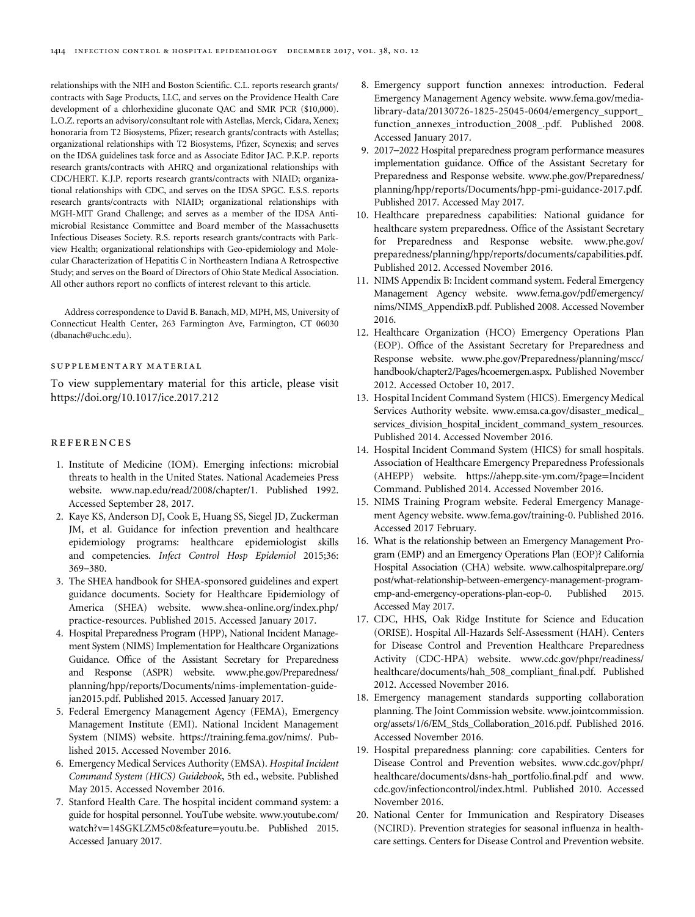relationships with the NIH and Boston Scientific. C.L. reports research grants/contracts with Sage Products, LLC, and serves on the Providence Health Care development of a chlorhexidine gluconate QAC and SMR PCR ($10,000). L.O.Z. reports an advisory/consultant role with Astellas, Merck, Cidara, Xenex; honoraria from T2 Biosystems, Pfizer; research grants/contracts with Astellas; organizational relationships with T2 Biosystems, Pfizer, Scynexis; and serves on the IDSA guidelines task force and as Associate Editor JAC. P.K.P. reports research grants/contracts with AHRQ and organizational relationships with CDC/HERT. K.J.P. reports research grants/contracts with NIAID; organizational relationships with CDC, and serves on the IDSA SPGC. E.S.S. reports research grants/contracts with NIAID; organizational relationships with MGH-MIT Grand Challenge; and serves as a member of the IDSA Antimicrobial Resistance Committee and Board member of the Massachusetts Infectious Diseases Society. R.S. reports research grants/contracts with Parkview Health; organizational relationships with Geo-epidemiology and Molecular Characterization of Hepatitis C in Northeastern Indiana A Retrospective Study; and serves on the Board of Directors of Ohio State Medical Association. All other authors report no conflicts of interest relevant to this article.

Address correspondence to David B. Banach, MD, MPH, MS, University of Connecticut Health Center, 263 Farmington Ave, Farmington, CT 06030 (dbanach@uchc.edu).

## SUPPLEMENTARY MATERIAL

To view supplementary material for this article, please visit https://doi.org/10.1017/ice.2017.212

## REFERENCES

1. Institute of Medicine (IOM). Emerging infections: microbial threats to health in the United States. National Academeies Press website. www.nap.edu/read/2008/chapter/1. Published 1992. Accessed September 28, 2017.
2. Kaye KS, Anderson DJ, Cook E, Huang SS, Siegel JD, Zuckerman JM, et al. Guidance for infection prevention and healthcare epidemiology programs: healthcare epidemiologist skills and competencies. *Infect Control Hosp Epidemiol* 2015;36: 369–380.
3. The SHEA handbook for SHEA-sponsored guidelines and expert guidance documents. Society for Healthcare Epidemiology of America (SHEA) website. www.shea-online.org/index.php/practice-resources. Published 2015. Accessed January 2017.
4. Hospital Preparedness Program (HPP), National Incident Management System (NIMS) Implementation for Healthcare Organizations Guidance. Office of the Assistant Secretary for Preparedness and Response (ASPR) website. www.phe.gov/Preparedness/planning/hpp/reports/Documents/nims-implementation-guide-jan2015.pdf. Published 2015. Accessed January 2017.
5. Federal Emergency Management Agency (FEMA), Emergency Management Institute (EMI). National Incident Management System (NIMS) website. https://training.fema.gov/nims/. Published 2015. Accessed November 2016.
6. Emergency Medical Services Authority (EMSA). *Hospital Incident Command System (HICS) Guidebook*, 5th ed., website. Published May 2015. Accessed November 2016.
7. Stanford Health Care. The hospital incident command system: a guide for hospital personnel. YouTube website. www.youtube.com/watch?v=14SGKLZM5c0&feature=youtu.be. Published 2015. Accessed January 2017.
8. Emergency support function annexes: introduction. Federal Emergency Management Agency website. www.fema.gov/media-library-data/20130726-1825-25045-0604/emergency_support_function_annexes_introduction_2008_.pdf. Published 2008. Accessed January 2017.
9. 2017–2022 Hospital preparedness program performance measures implementation guidance. Office of the Assistant Secretary for Preparedness and Response website. www.phe.gov/Preparedness/planning/hpp/reports/Documents/hpp-pmi-guidance-2017.pdf. Published 2017. Accessed May 2017.
10. Healthcare preparedness capabilities: National guidance for healthcare system preparedness. Office of the Assistant Secretary for Preparedness and Response website. www.phe.gov/preparedness/planning/hpp/reports/documents/capabilities.pdf. Published 2012. Accessed November 2016.
11. NIMS Appendix B: Incident command system. Federal Emergency Management Agency website. www.fema.gov/pdf/emergency/nims/NIMS_AppendixB.pdf. Published 2008. Accessed November 2016.
12. Healthcare Organization (HCO) Emergency Operations Plan (EOP). Office of the Assistant Secretary for Preparedness and Response website. www.phe.gov/Preparedness/planning/mscc/handbook/chapter2/Pages/hcoemergen.aspx. Published November 2012. Accessed October 10, 2017.
13. Hospital Incident Command System (HICS). Emergency Medical Services Authority website. www.emsa.ca.gov/disaster_medical_services_division_hospital_incident_command_system_resources. Published 2014. Accessed November 2016.
14. Hospital Incident Command System (HICS) for small hospitals. Association of Healthcare Emergency Preparedness Professionals (AHEPP) website. https://ahepp.site-ym.com/?page=Incident Command. Published 2014. Accessed November 2016.
15. NIMS Training Program website. Federal Emergency Management Agency website. www.fema.gov/training-0. Published 2016. Accessed 2017 February.
16. What is the relationship between an Emergency Management Program (EMP) and an Emergency Operations Plan (EOP)? California Hospital Association (CHA) website. www.calhospitalprepare.org/post/what-relationship-between-emergency-management-program-emp-and-emergency-operations-plan-eop-0. Published 2015. Accessed May 2017.
17. CDC, HHS, Oak Ridge Institute for Science and Education (ORISE). Hospital All-Hazards Self-Assessment (HAH). Centers for Disease Control and Prevention Healthcare Preparedness Activity (CDC-HPA) website. www.cdc.gov/phpr/readiness/healthcare/documents/hah_508_compliant_final.pdf. Published 2012. Accessed November 2016.
18. Emergency management standards supporting collaboration planning. The Joint Commission website. www.jointcommission.org/assets/1/6/EM_Stds_Collaboration_2016.pdf. Published 2016. Accessed November 2016.
19. Hospital preparedness planning: core capabilities. Centers for Disease Control and Prevention websites. www.cdc.gov/phpr/healthcare/documents/dsns-hah_portfolio.final.pdf and www.cdc.gov/infectioncontrol/index.html. Published 2010. Accessed November 2016.
20. National Center for Immunication and Respiratory Diseases (NCIRD). Prevention strategies for seasonal influenza in healthcare settings. Centers for Disease Control and Prevention website.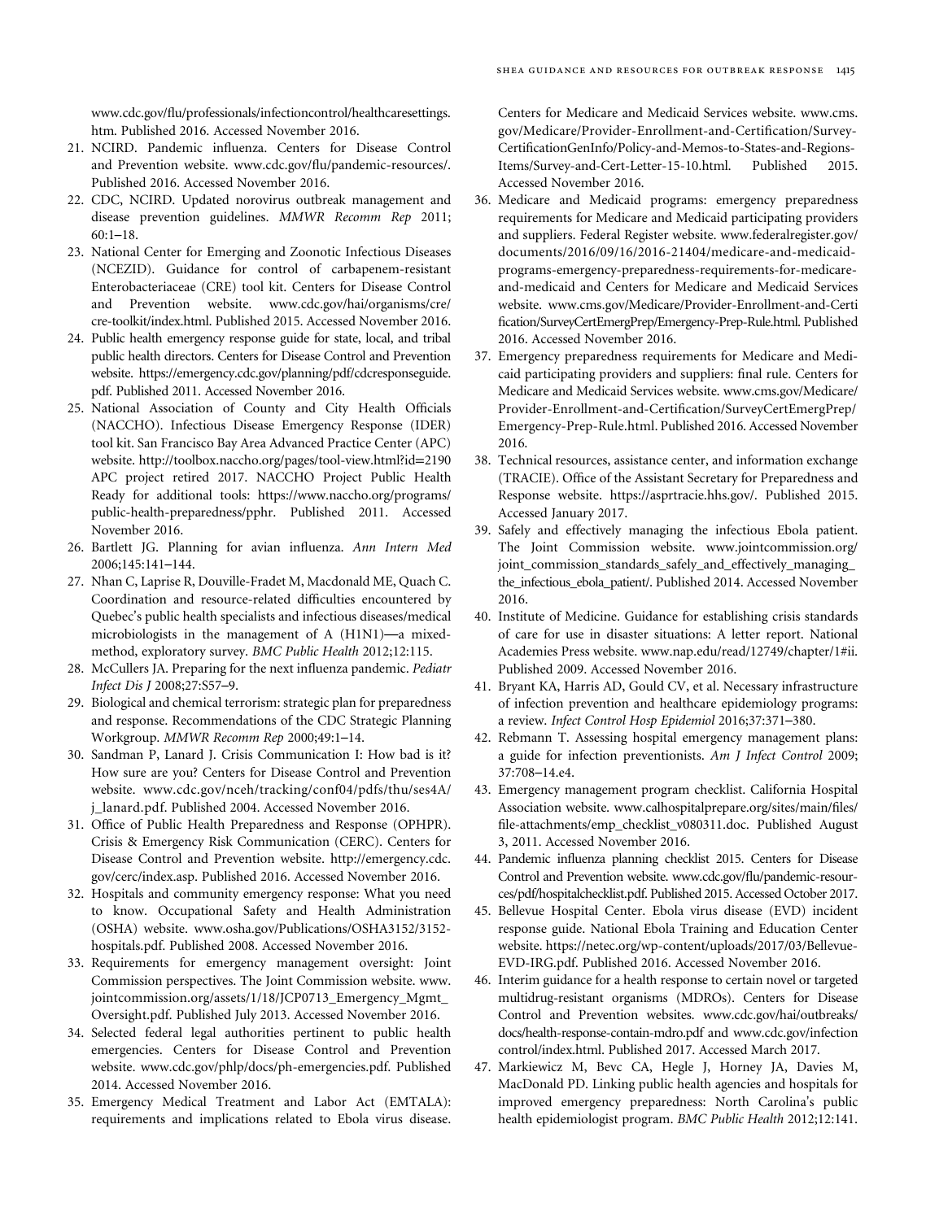www.cdc.gov/flu/professionals/infectioncontrol/healthcaresettings.htm. Published 2016. Accessed November 2016.

21. NCIRD. Pandemic influenza. Centers for Disease Control and Prevention website. www.cdc.gov/flu/pandemic-resources/. Published 2016. Accessed November 2016.
22. CDC, NCIRD. Updated norovirus outbreak management and disease prevention guidelines. *MMWR Recomm Rep* 2011; 60:1–18.
23. National Center for Emerging and Zoonotic Infectious Diseases (NCEZID). Guidance for control of carbapenem-resistant Enterobacteriaceae (CRE) tool kit. Centers for Disease Control and Prevention website. www.cdc.gov/hai/organisms/cre/cre-toolkit/index.html. Published 2015. Accessed November 2016.
24. Public health emergency response guide for state, local, and tribal public health directors. Centers for Disease Control and Prevention website. https://emergency.cdc.gov/planning/pdf/cdcresponseguide.pdf. Published 2011. Accessed November 2016.
25. National Association of County and City Health Officials (NACCHO). Infectious Disease Emergency Response (IDER) tool kit. San Francisco Bay Area Advanced Practice Center (APC) website. http://toolbox.naccho.org/pages/tool-view.html?id=2190 APC project retired 2017. NACCHO Project Public Health Ready for additional tools: https://www.naccho.org/programs/public-health-preparedness/pphr. Published 2011. Accessed November 2016.
26. Bartlett JG. Planning for avian influenza. *Ann Intern Med* 2006;145:141–144.
27. Nhan C, Laprise R, Douville-Fradet M, Macdonald ME, Quach C. Coordination and resource-related difficulties encountered by Quebec's public health specialists and infectious diseases/medical microbiologists in the management of A (H1N1)—a mixed-method, exploratory survey. *BMC Public Health* 2012;12:115.
28. McCullers JA. Preparing for the next influenza pandemic. *Pediatr Infect Dis J* 2008;27:S57–9.
29. Biological and chemical terrorism: strategic plan for preparedness and response. Recommendations of the CDC Strategic Planning Workgroup. *MMWR Recomm Rep* 2000;49:1–14.
30. Sandman P, Lanard J. Crisis Communication I: How bad is it? How sure are you? Centers for Disease Control and Prevention website. www.cdc.gov/nceh/tracking/conf04/pdfs/thu/ses4A/j_lanard.pdf. Published 2004. Accessed November 2016.
31. Office of Public Health Preparedness and Response (OPHPR). Crisis & Emergency Risk Communication (CERC). Centers for Disease Control and Prevention website. http://emergency.cdc.gov/cerc/index.asp. Published 2016. Accessed November 2016.
32. Hospitals and community emergency response: What you need to know. Occupational Safety and Health Administration (OSHA) website. www.osha.gov/Publications/OSHA3152/3152-hospitals.pdf. Published 2008. Accessed November 2016.
33. Requirements for emergency management oversight: Joint Commission perspectives. The Joint Commission website. www.jointcommission.org/assets/1/18/JCP0713_Emergency_Mgmt_Oversight.pdf. Published July 2013. Accessed November 2016.
34. Selected federal legal authorities pertinent to public health emergencies. Centers for Disease Control and Prevention website. www.cdc.gov/phlp/docs/ph-emergencies.pdf. Published 2014. Accessed November 2016.
35. Emergency Medical Treatment and Labor Act (EMTALA): requirements and implications related to Ebola virus disease. Centers for Medicare and Medicaid Services website. www.cms.gov/Medicare/Provider-Enrollment-and-Certification/Survey-CertificationGenInfo/Policy-and-Memos-to-States-and-Regions-Items/Survey-and-Cert-Letter-15-10.html. Published 2015. Accessed November 2016.
36. Medicare and Medicaid programs: emergency preparedness requirements for Medicare and Medicaid participating providers and suppliers. Federal Register website. www.federalregister.gov/documents/2016/09/16/2016-21404/medicare-and-medicaid-programs-emergency-preparedness-requirements-for-medicare-and-medicaid and Centers for Medicare and Medicaid Services website. www.cms.gov/Medicare/Provider-Enrollment-and-Certification/SurveyCertEmergPrep/Emergency-Prep-Rule.html. Published 2016. Accessed November 2016.
37. Emergency preparedness requirements for Medicare and Medicaid participating providers and suppliers: final rule. Centers for Medicare and Medicaid Services website. www.cms.gov/Medicare/Provider-Enrollment-and-Certification/SurveyCertEmergPrep/Emergency-Prep-Rule.html. Published 2016. Accessed November 2016.
38. Technical resources, assistance center, and information exchange (TRACIE). Office of the Assistant Secretary for Preparedness and Response website. https://asprtracie.hhs.gov/. Published 2015. Accessed January 2017.
39. Safely and effectively managing the infectious Ebola patient. The Joint Commission website. www.jointcommission.org/joint_commission_standards_safely_and_effectively_managing_the_infectious_ebola_patient/. Published 2014. Accessed November 2016.
40. Institute of Medicine. Guidance for establishing crisis standards of care for use in disaster situations: A letter report. National Academies Press website. www.nap.edu/read/12749/chapter/1#ii. Published 2009. Accessed November 2016.
41. Bryant KA, Harris AD, Gould CV, et al. Necessary infrastructure of infection prevention and healthcare epidemiology programs: a review. *Infect Control Hosp Epidemiol* 2016;37:371–380.
42. Rebmann T. Assessing hospital emergency management plans: a guide for infection preventionists. *Am J Infect Control* 2009; 37:708–14.e4.
43. Emergency management program checklist. California Hospital Association website. www.calhospitalprepare.org/sites/main/files/file-attachments/emp_checklist_v080311.doc. Published August 3, 2011. Accessed November 2016.
44. Pandemic influenza planning checklist 2015. Centers for Disease Control and Prevention website. www.cdc.gov/flu/pandemic-resources/pdf/hospitalchecklist.pdf. Published 2015. Accessed October 2017.
45. Bellevue Hospital Center. Ebola virus disease (EVD) incident response guide. National Ebola Training and Education Center website. https://netec.org/wp-content/uploads/2017/03/Bellevue-EVD-IRG.pdf. Published 2016. Accessed November 2016.
46. Interim guidance for a health response to certain novel or targeted multidrug-resistant organisms (MDROs). Centers for Disease Control and Prevention websites. www.cdc.gov/hai/outbreaks/docs/health-response-contain-mdro.pdf and www.cdc.gov/infectioncontrol/index.html. Published 2017. Accessed March 2017.
47. Markiewicz M, Bevc CA, Hegle J, Horney JA, Davies M, MacDonald PD. Linking public health agencies and hospitals for improved emergency preparedness: North Carolina's public health epidemiologist program. *BMC Public Health* 2012;12:141.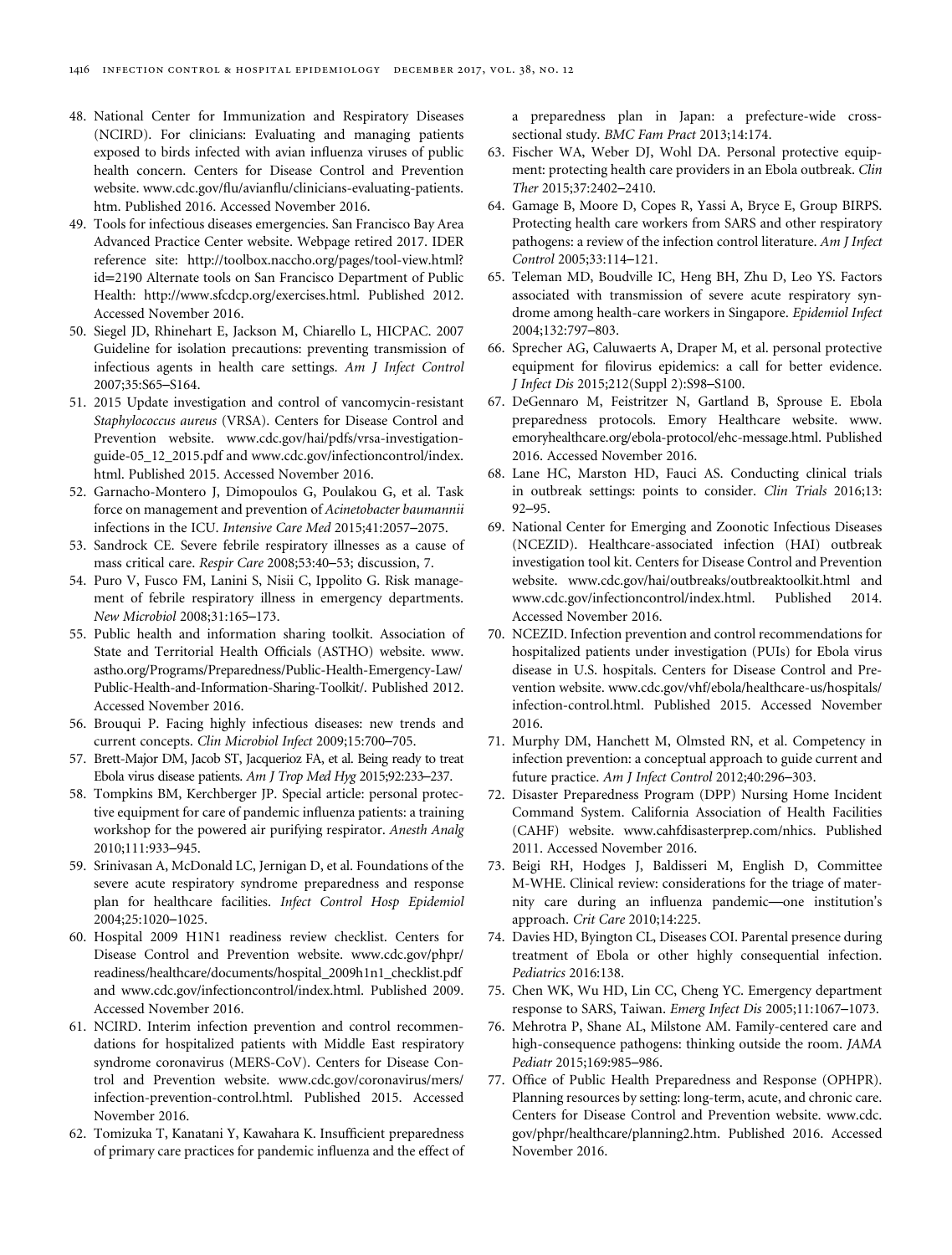48. National Center for Immunization and Respiratory Diseases (NCIRD). For clinicians: Evaluating and managing patients exposed to birds infected with avian influenza viruses of public health concern. Centers for Disease Control and Prevention website. www.cdc.gov/flu/avianflu/clinicians-evaluating-patients.htm. Published 2016. Accessed November 2016.
49. Tools for infectious diseases emergencies. San Francisco Bay Area Advanced Practice Center website. Webpage retired 2017. IDER reference site: http://toolbox.naccho.org/pages/tool-view.html?id=2190 Alternate tools on San Francisco Department of Public Health: http://www.sfcdcp.org/exercises.html. Published 2012. Accessed November 2016.
50. Siegel JD, Rhinehart E, Jackson M, Chiarello L, HICPAC. 2007 Guideline for isolation precautions: preventing transmission of infectious agents in health care settings. *Am J Infect Control* 2007;35:S65–S164.
51. 2015 Update investigation and control of vancomycin-resistant *Staphylococcus aureus* (VRSA). Centers for Disease Control and Prevention website. www.cdc.gov/hai/pdfs/vrsa-investigation-guide-05_12_2015.pdf and www.cdc.gov/infectioncontrol/index.html. Published 2015. Accessed November 2016.
52. Garnacho-Montero J, Dimopoulos G, Poulakou G, et al. Task force on management and prevention of *Acinetobacter baumannii* infections in the ICU. *Intensive Care Med* 2015;41:2057–2075.
53. Sandrock CE. Severe febrile respiratory illnesses as a cause of mass critical care. *Respir Care* 2008;53:40–53; discussion, 7.
54. Puro V, Fusco FM, Lanini S, Nisii C, Ippolito G. Risk management of febrile respiratory illness in emergency departments. *New Microbiol* 2008;31:165–173.
55. Public health and information sharing toolkit. Association of State and Territorial Health Officials (ASTHO) website. www.astho.org/Programs/Preparedness/Public-Health-Emergency-Law/Public-Health-and-Information-Sharing-Toolkit/. Published 2012. Accessed November 2016.
56. Brouqui P. Facing highly infectious diseases: new trends and current concepts. *Clin Microbiol Infect* 2009;15:700–705.
57. Brett-Major DM, Jacob ST, Jacquerioz FA, et al. Being ready to treat Ebola virus disease patients. *Am J Trop Med Hyg* 2015;92:233–237.
58. Tompkins BM, Kerchberger JP. Special article: personal protective equipment for care of pandemic influenza patients: a training workshop for the powered air purifying respirator. *Anesth Analg* 2010;111:933–945.
59. Srinivasan A, McDonald LC, Jernigan D, et al. Foundations of the severe acute respiratory syndrome preparedness and response plan for healthcare facilities. *Infect Control Hosp Epidemiol* 2004;25:1020–1025.
60. Hospital 2009 H1N1 readiness review checklist. Centers for Disease Control and Prevention website. www.cdc.gov/phpr/readiness/healthcare/documents/hospital_2009h1n1_checklist.pdf and www.cdc.gov/infectioncontrol/index.html. Published 2009. Accessed November 2016.
61. NCIRD. Interim infection prevention and control recommendations for hospitalized patients with Middle East respiratory syndrome coronavirus (MERS-CoV). Centers for Disease Control and Prevention website. www.cdc.gov/coronavirus/mers/infection-prevention-control.html. Published 2015. Accessed November 2016.
62. Tomizuka T, Kanatani Y, Kawahara K. Insufficient preparedness of primary care practices for pandemic influenza and the effect of a preparedness plan in Japan: a prefecture-wide cross-sectional study. *BMC Fam Pract* 2013;14:174.
63. Fischer WA, Weber DJ, Wohl DA. Personal protective equipment: protecting health care providers in an Ebola outbreak. *Clin Ther* 2015;37:2402–2410.
64. Gamage B, Moore D, Copes R, Yassi A, Bryce E, Group BIRPS. Protecting health care workers from SARS and other respiratory pathogens: a review of the infection control literature. *Am J Infect Control* 2005;33:114–121.
65. Teleman MD, Boudville IC, Heng BH, Zhu D, Leo YS. Factors associated with transmission of severe acute respiratory syndrome among health-care workers in Singapore. *Epidemiol Infect* 2004;132:797–803.
66. Sprecher AG, Caluwaerts A, Draper M, et al. personal protective equipment for filovirus epidemics: a call for better evidence. *J Infect Dis* 2015;212(Suppl 2):S98–S100.
67. DeGennaro M, Feistritzer N, Gartland B, Sprouse E. Ebola preparedness protocols. Emory Healthcare website. www.emoryhealthcare.org/ebola-protocol/ehc-message.html. Published 2016. Accessed November 2016.
68. Lane HC, Marston HD, Fauci AS. Conducting clinical trials in outbreak settings: points to consider. *Clin Trials* 2016;13:92–95.
69. National Center for Emerging and Zoonotic Infectious Diseases (NCEZID). Healthcare-associated infection (HAI) outbreak investigation tool kit. Centers for Disease Control and Prevention website. www.cdc.gov/hai/outbreaks/outbreaktoolkit.html and www.cdc.gov/infectioncontrol/index.html. Published 2014. Accessed November 2016.
70. NCEZID. Infection prevention and control recommendations for hospitalized patients under investigation (PUIs) for Ebola virus disease in U.S. hospitals. Centers for Disease Control and Prevention website. www.cdc.gov/vhf/ebola/healthcare-us/hospitals/infection-control.html. Published 2015. Accessed November 2016.
71. Murphy DM, Hanchett M, Olmsted RN, et al. Competency in infection prevention: a conceptual approach to guide current and future practice. *Am J Infect Control* 2012;40:296–303.
72. Disaster Preparedness Program (DPP) Nursing Home Incident Command System. California Association of Health Facilities (CAHF) website. www.cahfdisasterprep.com/nhics. Published 2011. Accessed November 2016.
73. Beigi RH, Hodges J, Baldisseri M, English D, Committee M-WHE. Clinical review: considerations for the triage of maternity care during an influenza pandemic—one institution's approach. *Crit Care* 2010;14:225.
74. Davies HD, Byington CL, Diseases COI. Parental presence during treatment of Ebola or other highly consequential infection. *Pediatrics* 2016:138.
75. Chen WK, Wu HD, Lin CC, Cheng YC. Emergency department response to SARS, Taiwan. *Emerg Infect Dis* 2005;11:1067–1073.
76. Mehrotra P, Shane AL, Milstone AM. Family-centered care and high-consequence pathogens: thinking outside the room. *JAMA Pediatr* 2015;169:985–986.
77. Office of Public Health Preparedness and Response (OPHPR). Planning resources by setting: long-term, acute, and chronic care. Centers for Disease Control and Prevention website. www.cdc.gov/phpr/healthcare/planning2.htm. Published 2016. Accessed November 2016.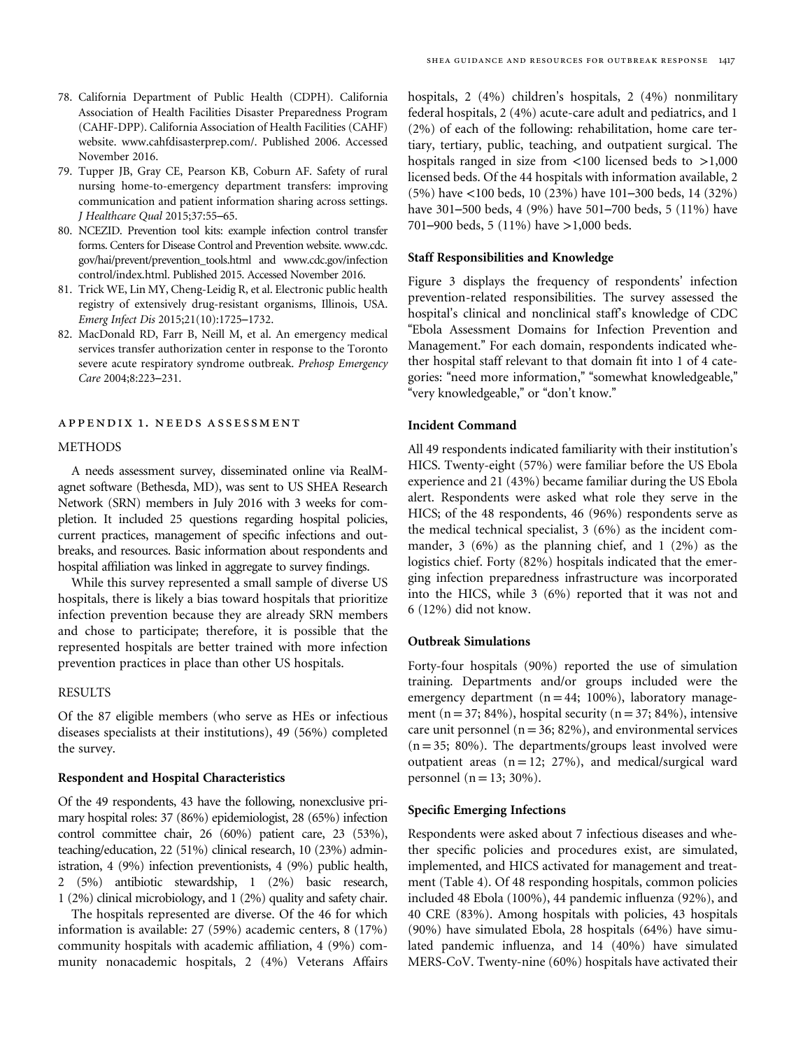78. California Department of Public Health (CDPH). California Association of Health Facilities Disaster Preparedness Program (CAHF-DPP). California Association of Health Facilities (CAHF) website. www.cahfdisasterprep.com/. Published 2006. Accessed November 2016.
79. Tupper JB, Gray CE, Pearson KB, Coburn AF. Safety of rural nursing home-to-emergency department transfers: improving communication and patient information sharing across settings. *J Healthcare Qual* 2015;37:55–65.
80. NCEZID. Prevention tool kits: example infection control transfer forms. Centers for Disease Control and Prevention website. www.cdc.gov/hai/prevent/prevention_tools.html and www.cdc.gov/infection control/index.html. Published 2015. Accessed November 2016.
81. Trick WE, Lin MY, Cheng-Leidig R, et al. Electronic public health registry of extensively drug-resistant organisms, Illinois, USA. *Emerg Infect Dis* 2015;21(10):1725–1732.
82. MacDonald RD, Farr B, Neill M, et al. An emergency medical services transfer authorization center in response to the Toronto severe acute respiratory syndrome outbreak. *Prehosp Emergency Care* 2004;8:223–231.

## APPENDIX 1. NEEDS ASSESSMENT

### METHODS

A needs assessment survey, disseminated online via RealMagnet software (Bethesda, MD), was sent to US SHEA Research Network (SRN) members in July 2016 with 3 weeks for completion. It included 25 questions regarding hospital policies, current practices, management of specific infections and outbreaks, and resources. Basic information about respondents and hospital affiliation was linked in aggregate to survey findings.

While this survey represented a small sample of diverse US hospitals, there is likely a bias toward hospitals that prioritize infection prevention because they are already SRN members and chose to participate; therefore, it is possible that the represented hospitals are better trained with more infection prevention practices in place than other US hospitals.

### RESULTS

Of the 87 eligible members (who serve as HEs or infectious diseases specialists at their institutions), 49 (56%) completed the survey.

#### Respondent and Hospital Characteristics

Of the 49 respondents, 43 have the following, nonexclusive primary hospital roles: 37 (86%) epidemiologist, 28 (65%) infection control committee chair, 26 (60%) patient care, 23 (53%), teaching/education, 22 (51%) clinical research, 10 (23%) administration, 4 (9%) infection preventionists, 4 (9%) public health, 2 (5%) antibiotic stewardship, 1 (2%) basic research, 1 (2%) clinical microbiology, and 1 (2%) quality and safety chair.

The hospitals represented are diverse. Of the 46 for which information is available: 27 (59%) academic centers, 8 (17%) community hospitals with academic affiliation, 4 (9%) community nonacademic hospitals, 2 (4%) Veterans Affairs hospitals, 2 (4%) children's hospitals, 2 (4%) nonmilitary federal hospitals, 2 (4%) acute-care adult and pediatrics, and 1 (2%) of each of the following: rehabilitation, home care tertiary, tertiary, public, teaching, and outpatient surgical. The hospitals ranged in size from <100 licensed beds to >1,000 licensed beds. Of the 44 hospitals with information available, 2 (5%) have <100 beds, 10 (23%) have 101–300 beds, 14 (32%) have 301–500 beds, 4 (9%) have 501–700 beds, 5 (11%) have 701–900 beds, 5 (11%) have >1,000 beds.

#### Staff Responsibilities and Knowledge

Figure 3 displays the frequency of respondents' infection prevention-related responsibilities. The survey assessed the hospital's clinical and nonclinical staff's knowledge of CDC "Ebola Assessment Domains for Infection Prevention and Management." For each domain, respondents indicated whether their hospital staff relevant to that domain fit into 1 of 4 categories: "need more information," "somewhat knowledgeable," "very knowledgeable," or "don't know."

#### Incident Command

All 49 respondents indicated familiarity with their institution's HICS. Twenty-eight (57%) were familiar before the US Ebola experience and 21 (43%) became familiar during the US Ebola alert. Respondents were asked what role they serve in the HICS; of the 48 respondents, 46 (96%) respondents serve as the medical technical specialist, 3 (6%) as the incident commander, 3 (6%) as the planning chief, and 1 (2%) as the logistics chief. Forty (82%) hospitals indicated that the emerging infection preparedness infrastructure was incorporated into the HICS, while 3 (6%) reported that it was not and 6 (12%) did not know.

#### Outbreak Simulations

Forty-four hospitals (90%) reported the use of simulation training. Departments and/or groups included were the emergency department (n = 44; 100%), laboratory management (n = 37; 84%), hospital security (n = 37; 84%), intensive care unit personnel (n = 36; 82%), and environmental services (n = 35; 80%). The departments/groups least involved were outpatient areas (n = 12; 27%), and medical/surgical ward personnel (n = 13; 30%).

#### Specific Emerging Infections

Respondents were asked about 7 infectious diseases and whether specific policies and procedures exist, are simulated, implemented, and HICS activated for management and treatment (Table 4). Of 48 responding hospitals, common policies included 48 Ebola (100%), 44 pandemic influenza (92%), and 40 CRE (83%). Among hospitals with policies, 43 hospitals (90%) have simulated Ebola, 28 hospitals (64%) have simulated pandemic influenza, and 14 (40%) have simulated MERS-CoV. Twenty-nine (60%) hospitals have activated their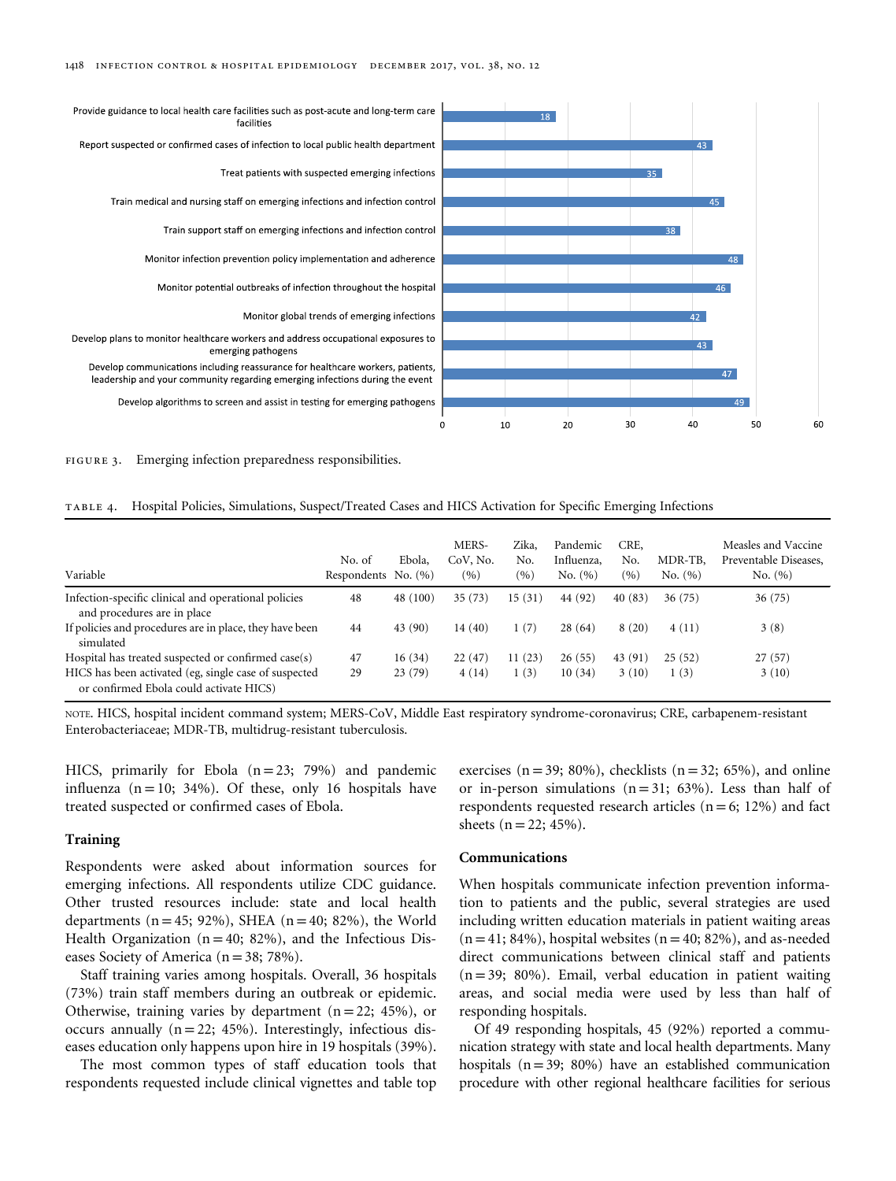| Responsibility | Count |
|---|---|
| Provide guidance to local health care facilities such as post-acute and long-term care facilities | 18 |
| Report suspected or confirmed cases of infection to local public health department | 43 |
| Treat patients with suspected emerging infections | 35 |
| Train medical and nursing staff on emerging infections and infection control | 45 |
| Train support staff on emerging infections and infection control | 38 |
| Monitor infection prevention policy implementation and adherence | 48 |
| Monitor potential outbreaks of infection throughout the hospital | 46 |
| Monitor global trends of emerging infections | 42 |
| Develop plans to monitor healthcare workers and address occupational exposures to emerging pathogens | 43 |
| Develop communications including reassurance for healthcare workers, patients, leadership and your community regarding emerging infections during the event | 47 |
| Develop algorithms to screen and assist in testing for emerging pathogens | 49 |

FIGURE 3. Emerging infection preparedness responsibilities.

TABLE 4. Hospital Policies, Simulations, Suspect/Treated Cases and HICS Activation for Specific Emerging Infections

| Variable | No. of Respondents | Ebola, No. (%) | MERS-CoV, No. (%) | Zika, No. (%) | Pandemic Influenza, No. (%) | CRE, No. (%) | MDR-TB, No. (%) | Measles and Vaccine Preventable Diseases, No. (%) |
|---|---|---|---|---|---|---|---|---|
| Infection-specific clinical and operational policies and procedures are in place | 48 | 48 (100) | 35 (73) | 15 (31) | 44 (92) | 40 (83) | 36 (75) | 36 (75) |
| If policies and procedures are in place, they have been simulated | 44 | 43 (90) | 14 (40) | 1 (7) | 28 (64) | 8 (20) | 4 (11) | 3 (8) |
| Hospital has treated suspected or confirmed case(s) | 47 | 16 (34) | 22 (47) | 11 (23) | 26 (55) | 43 (91) | 25 (52) | 27 (57) |
| HICS has been activated (eg, single case of suspected or confirmed Ebola could activate HICS) | 29 | 23 (79) | 4 (14) | 1 (3) | 10 (34) | 3 (10) | 1 (3) | 3 (10) |

NOTE. HICS, hospital incident command system; MERS-CoV, Middle East respiratory syndrome-coronavirus; CRE, carbapenem-resistant Enterobacteriaceae; MDR-TB, multidrug-resistant tuberculosis.

HICS, primarily for Ebola (n = 23; 79%) and pandemic influenza (n = 10; 34%). Of these, only 16 hospitals have treated suspected or confirmed cases of Ebola.

### Training

Respondents were asked about information sources for emerging infections. All respondents utilize CDC guidance. Other trusted resources include: state and local health departments (n = 45; 92%), SHEA (n = 40; 82%), the World Health Organization (n = 40; 82%), and the Infectious Diseases Society of America (n = 38; 78%).

Staff training varies among hospitals. Overall, 36 hospitals (73%) train staff members during an outbreak or epidemic. Otherwise, training varies by department (n = 22; 45%), or occurs annually (n = 22; 45%). Interestingly, infectious diseases education only happens upon hire in 19 hospitals (39%).

The most common types of staff education tools that respondents requested include clinical vignettes and table top exercises (n = 39; 80%), checklists (n = 32; 65%), and online or in-person simulations (n = 31; 63%). Less than half of respondents requested research articles (n = 6; 12%) and fact sheets (n = 22; 45%).

### Communications

When hospitals communicate infection prevention information to patients and the public, several strategies are used including written education materials in patient waiting areas (n = 41; 84%), hospital websites (n = 40; 82%), and as-needed direct communications between clinical staff and patients (n = 39; 80%). Email, verbal education in patient waiting areas, and social media were used by less than half of responding hospitals.

Of 49 responding hospitals, 45 (92%) reported a communication strategy with state and local health departments. Many hospitals (n = 39; 80%) have an established communication procedure with other regional healthcare facilities for serious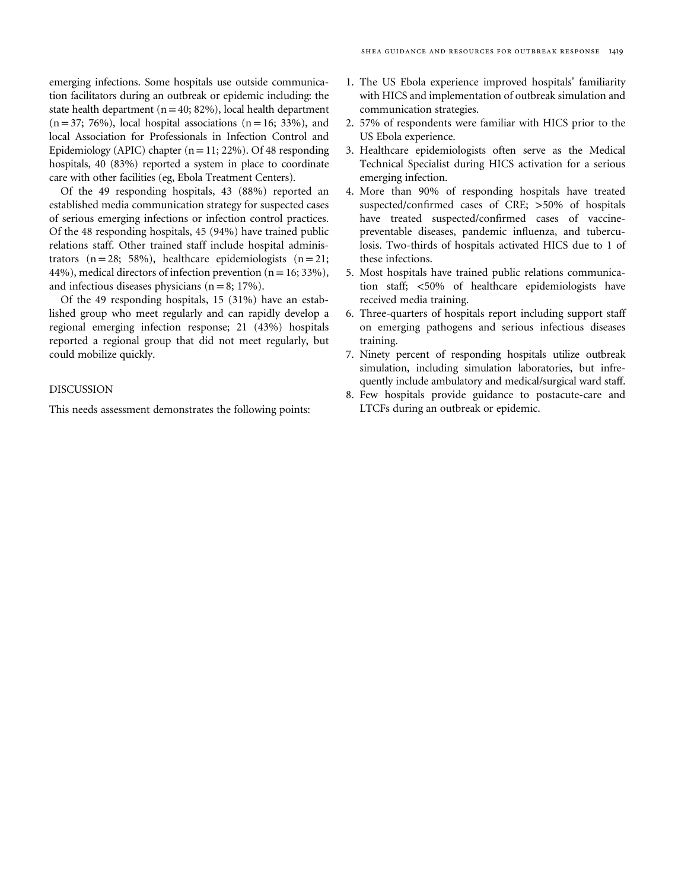emerging infections. Some hospitals use outside communication facilitators during an outbreak or epidemic including: the state health department (n = 40; 82%), local health department (n = 37; 76%), local hospital associations (n = 16; 33%), and local Association for Professionals in Infection Control and Epidemiology (APIC) chapter (n = 11; 22%). Of 48 responding hospitals, 40 (83%) reported a system in place to coordinate care with other facilities (eg, Ebola Treatment Centers).

Of the 49 responding hospitals, 43 (88%) reported an established media communication strategy for suspected cases of serious emerging infections or infection control practices. Of the 48 responding hospitals, 45 (94%) have trained public relations staff. Other trained staff include hospital administrators (n = 28; 58%), healthcare epidemiologists (n = 21; 44%), medical directors of infection prevention (n = 16; 33%), and infectious diseases physicians (n = 8; 17%).

Of the 49 responding hospitals, 15 (31%) have an established group who meet regularly and can rapidly develop a regional emerging infection response; 21 (43%) hospitals reported a regional group that did not meet regularly, but could mobilize quickly.

## DISCUSSION

This needs assessment demonstrates the following points:

1. The US Ebola experience improved hospitals' familiarity with HICS and implementation of outbreak simulation and communication strategies.
2. 57% of respondents were familiar with HICS prior to the US Ebola experience.
3. Healthcare epidemiologists often serve as the Medical Technical Specialist during HICS activation for a serious emerging infection.
4. More than 90% of responding hospitals have treated suspected/confirmed cases of CRE; >50% of hospitals have treated suspected/confirmed cases of vaccine-preventable diseases, pandemic influenza, and tuberculosis. Two-thirds of hospitals activated HICS due to 1 of these infections.
5. Most hospitals have trained public relations communication staff; <50% of healthcare epidemiologists have received media training.
6. Three-quarters of hospitals report including support staff on emerging pathogens and serious infectious diseases training.
7. Ninety percent of responding hospitals utilize outbreak simulation, including simulation laboratories, but infrequently include ambulatory and medical/surgical ward staff.
8. Few hospitals provide guidance to postacute-care and LTCFs during an outbreak or epidemic.